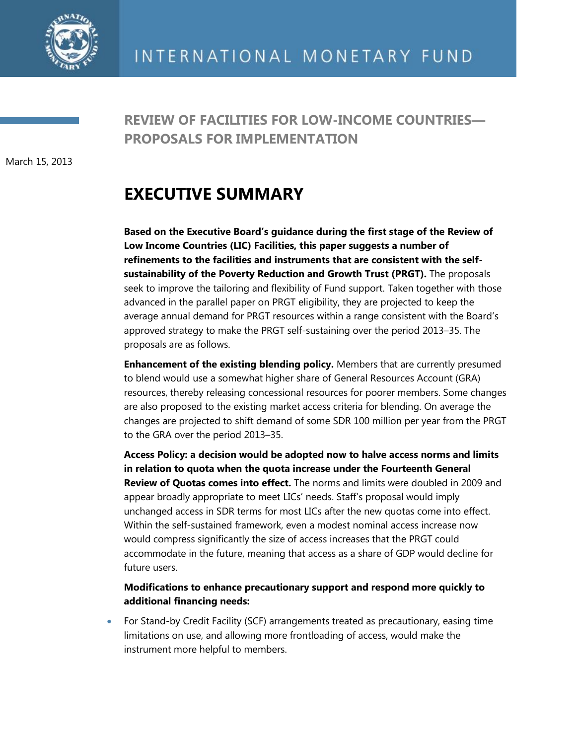# REVIEW OF FACILITIES FOR LOW-INCOME COUNTRIES—PROPOSALS FOR IMPLEMENTATION

March 15, 2013

## EXECUTIVE SUMMARY

**Based on the Executive Board's guidance during the first stage of the Review of Low Income Countries (LIC) Facilities, this paper suggests a number of refinements to the facilities and instruments that are consistent with the self-sustainability of the Poverty Reduction and Growth Trust (PRGT).** The proposals seek to improve the tailoring and flexibility of Fund support. Taken together with those advanced in the parallel paper on PRGT eligibility, they are projected to keep the average annual demand for PRGT resources within a range consistent with the Board's approved strategy to make the PRGT self-sustaining over the period 2013–35. The proposals are as follows.

**Enhancement of the existing blending policy.** Members that are currently presumed to blend would use a somewhat higher share of General Resources Account (GRA) resources, thereby releasing concessional resources for poorer members. Some changes are also proposed to the existing market access criteria for blending. On average the changes are projected to shift demand of some SDR 100 million per year from the PRGT to the GRA over the period 2013–35.

**Access Policy: a decision would be adopted now to halve access norms and limits in relation to quota when the quota increase under the Fourteenth General Review of Quotas comes into effect.** The norms and limits were doubled in 2009 and appear broadly appropriate to meet LICs' needs. Staff's proposal would imply unchanged access in SDR terms for most LICs after the new quotas come into effect. Within the self-sustained framework, even a modest nominal access increase now would compress significantly the size of access increases that the PRGT could accommodate in the future, meaning that access as a share of GDP would decline for future users.

**Modifications to enhance precautionary support and respond more quickly to additional financing needs:**

- For Stand-by Credit Facility (SCF) arrangements treated as precautionary, easing time limitations on use, and allowing more frontloading of access, would make the instrument more helpful to members.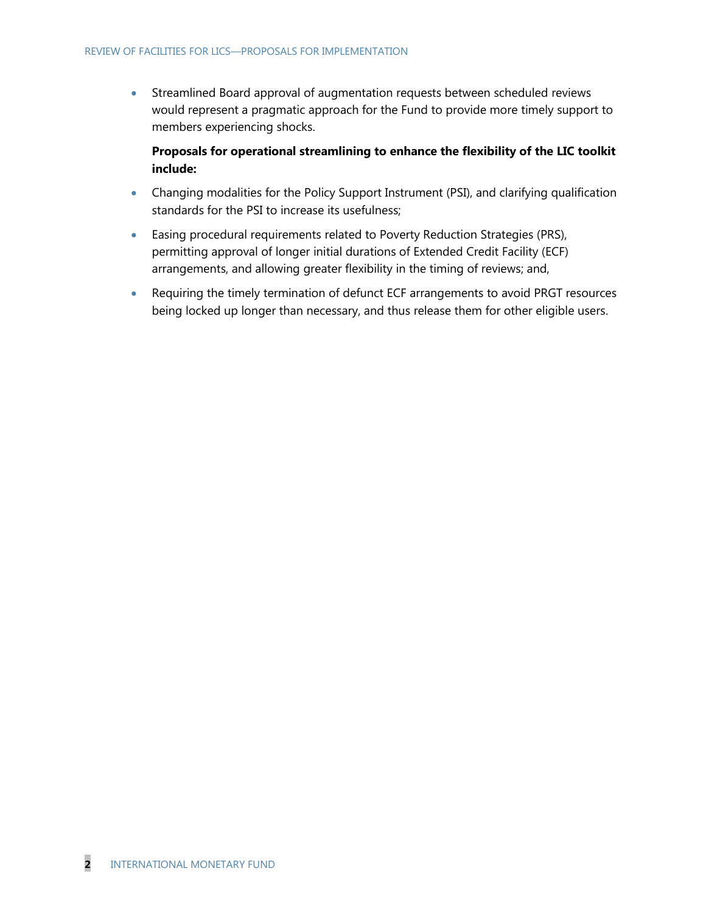- Streamlined Board approval of augmentation requests between scheduled reviews would represent a pragmatic approach for the Fund to provide more timely support to members experiencing shocks.

**Proposals for operational streamlining to enhance the flexibility of the LIC toolkit include:**

- Changing modalities for the Policy Support Instrument (PSI), and clarifying qualification standards for the PSI to increase its usefulness;
- Easing procedural requirements related to Poverty Reduction Strategies (PRS), permitting approval of longer initial durations of Extended Credit Facility (ECF) arrangements, and allowing greater flexibility in the timing of reviews; and,
- Requiring the timely termination of defunct ECF arrangements to avoid PRGT resources being locked up longer than necessary, and thus release them for other eligible users.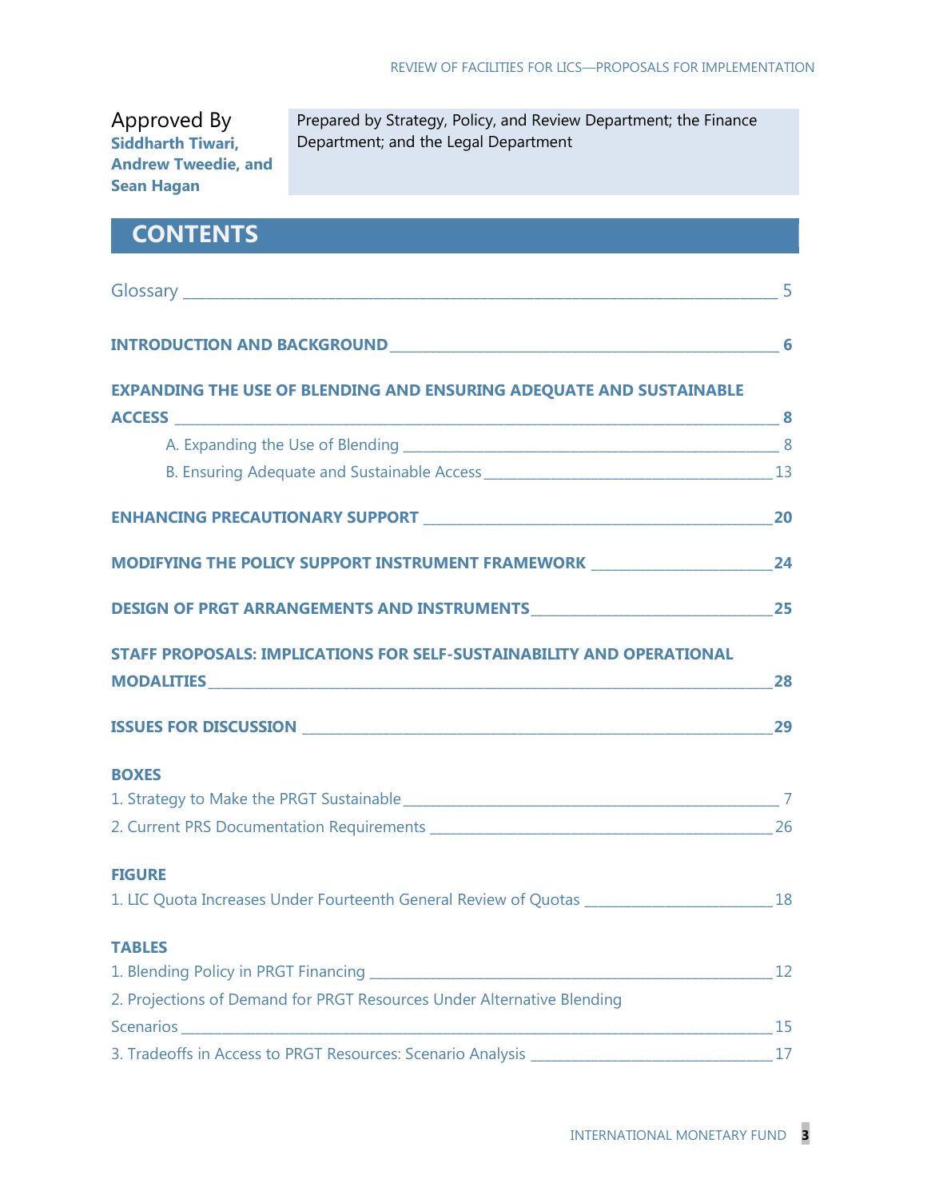**Approved By**
**Siddharth Tiwari, Andrew Tweedie, and Sean Hagan**

Prepared by Strategy, Policy, and Review Department; the Finance Department; and the Legal Department

# CONTENTS

Glossary _____ 5

**INTRODUCTION AND BACKGROUND** _____ **6**

**EXPANDING THE USE OF BLENDING AND ENSURING ADEQUATE AND SUSTAINABLE ACCESS** _____ **8**

- A. Expanding the Use of Blending _____ 8
- B. Ensuring Adequate and Sustainable Access _____ 13

**ENHANCING PRECAUTIONARY SUPPORT** _____ **20**

**MODIFYING THE POLICY SUPPORT INSTRUMENT FRAMEWORK** _____ **24**

**DESIGN OF PRGT ARRANGEMENTS AND INSTRUMENTS** _____ **25**

**STAFF PROPOSALS: IMPLICATIONS FOR SELF-SUSTAINABILITY AND OPERATIONAL MODALITIES** _____ **28**

**ISSUES FOR DISCUSSION** _____ **29**

**BOXES**

1. Strategy to Make the PRGT Sustainable _____ 7
2. Current PRS Documentation Requirements _____ 26

**FIGURE**

1. LIC Quota Increases Under Fourteenth General Review of Quotas _____ 18

**TABLES**

1. Blending Policy in PRGT Financing _____ 12
2. Projections of Demand for PRGT Resources Under Alternative Blending Scenarios _____ 15
3. Tradeoffs in Access to PRGT Resources: Scenario Analysis _____ 17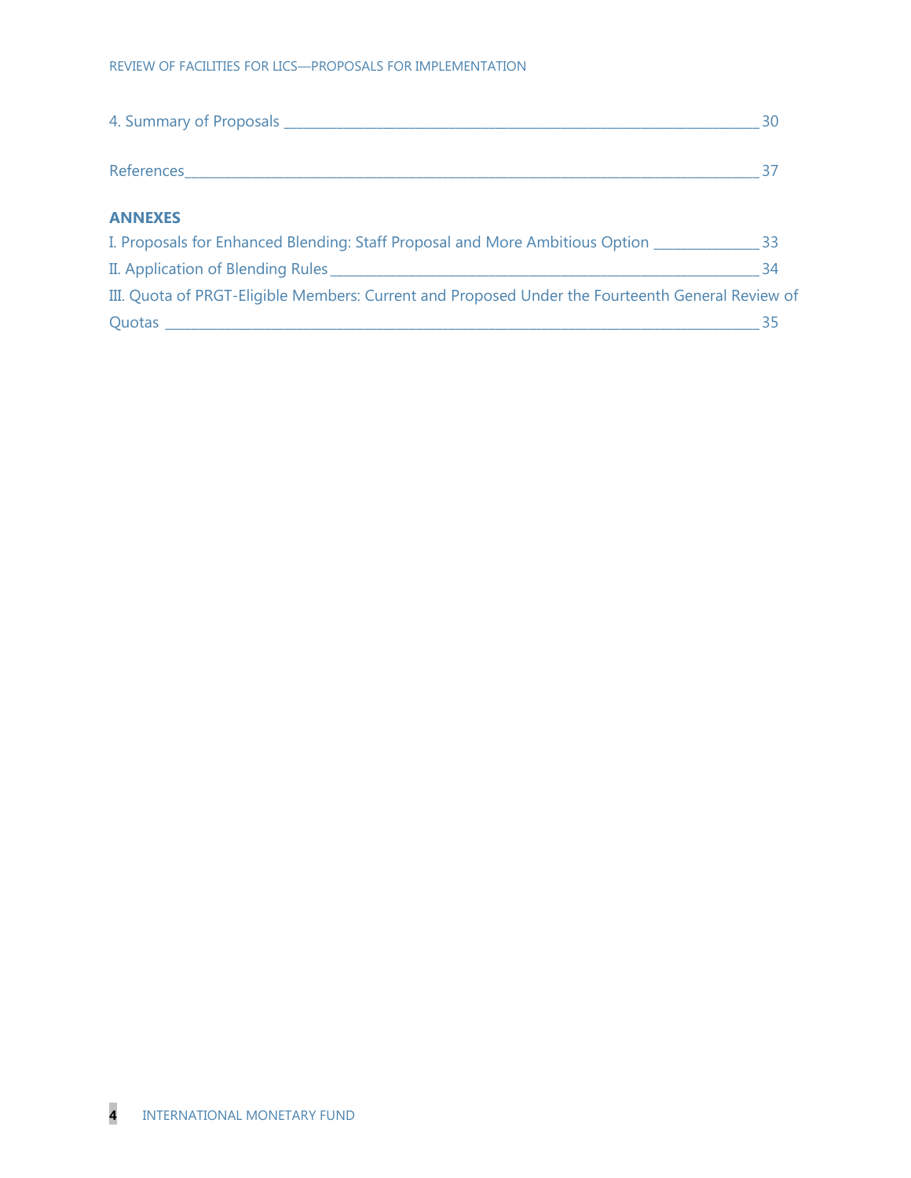4. Summary of Proposals ______________________________________________________________ 30

References__________________________________________________________________ 37

**ANNEXES**

I. Proposals for Enhanced Blending: Staff Proposal and More Ambitious Option ______________ 33

II. Application of Blending Rules ________________________________________________ 34

III. Quota of PRGT-Eligible Members: Current and Proposed Under the Fourteenth General Review of Quotas ______________________________________________________________ 35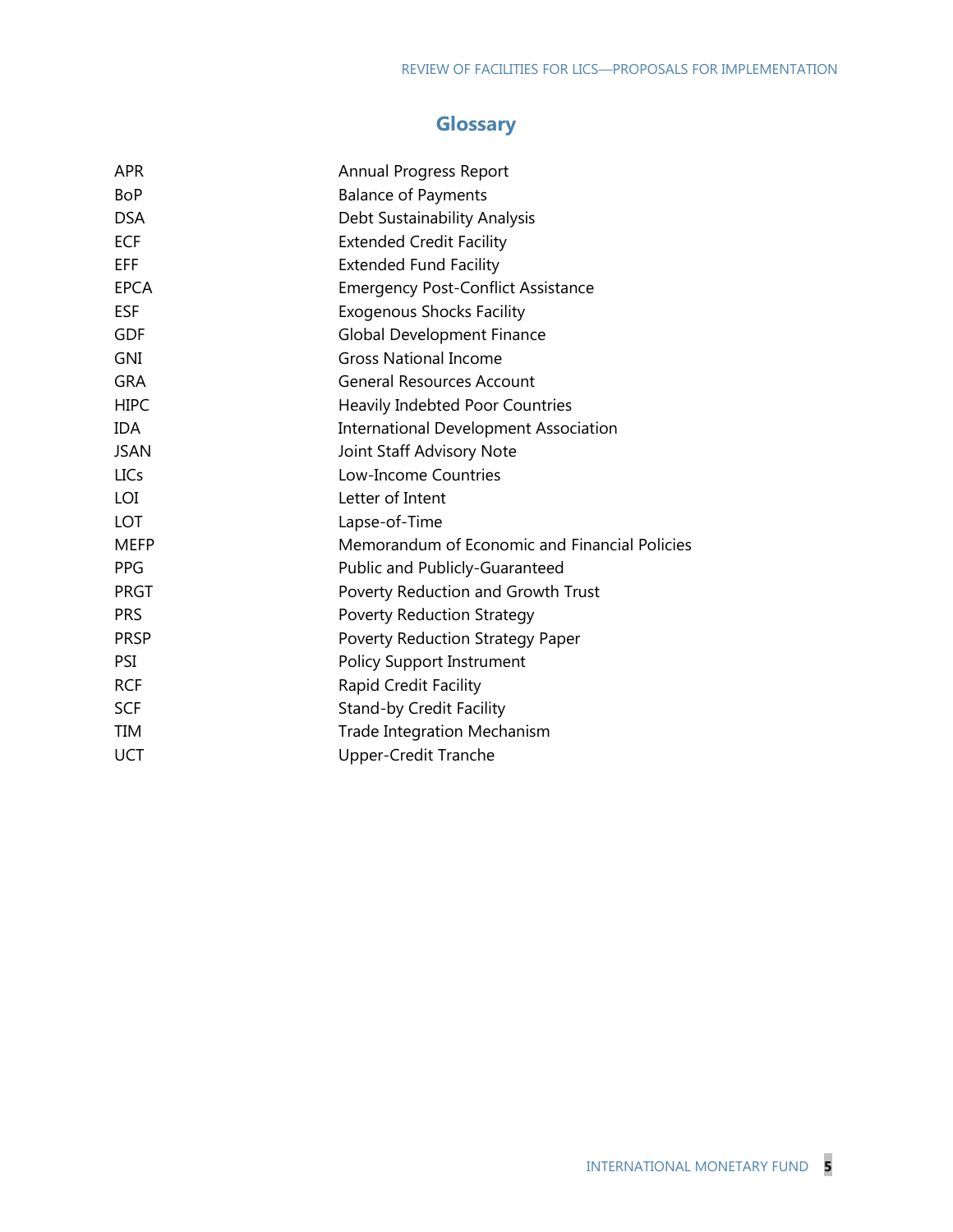## Glossary

| | |
|---|---|
| APR | Annual Progress Report |
| BoP | Balance of Payments |
| DSA | Debt Sustainability Analysis |
| ECF | Extended Credit Facility |
| EFF | Extended Fund Facility |
| EPCA | Emergency Post-Conflict Assistance |
| ESF | Exogenous Shocks Facility |
| GDF | Global Development Finance |
| GNI | Gross National Income |
| GRA | General Resources Account |
| HIPC | Heavily Indebted Poor Countries |
| IDA | International Development Association |
| JSAN | Joint Staff Advisory Note |
| LICs | Low-Income Countries |
| LOI | Letter of Intent |
| LOT | Lapse-of-Time |
| MEFP | Memorandum of Economic and Financial Policies |
| PPG | Public and Publicly-Guaranteed |
| PRGT | Poverty Reduction and Growth Trust |
| PRS | Poverty Reduction Strategy |
| PRSP | Poverty Reduction Strategy Paper |
| PSI | Policy Support Instrument |
| RCF | Rapid Credit Facility |
| SCF | Stand-by Credit Facility |
| TIM | Trade Integration Mechanism |
| UCT | Upper-Credit Tranche |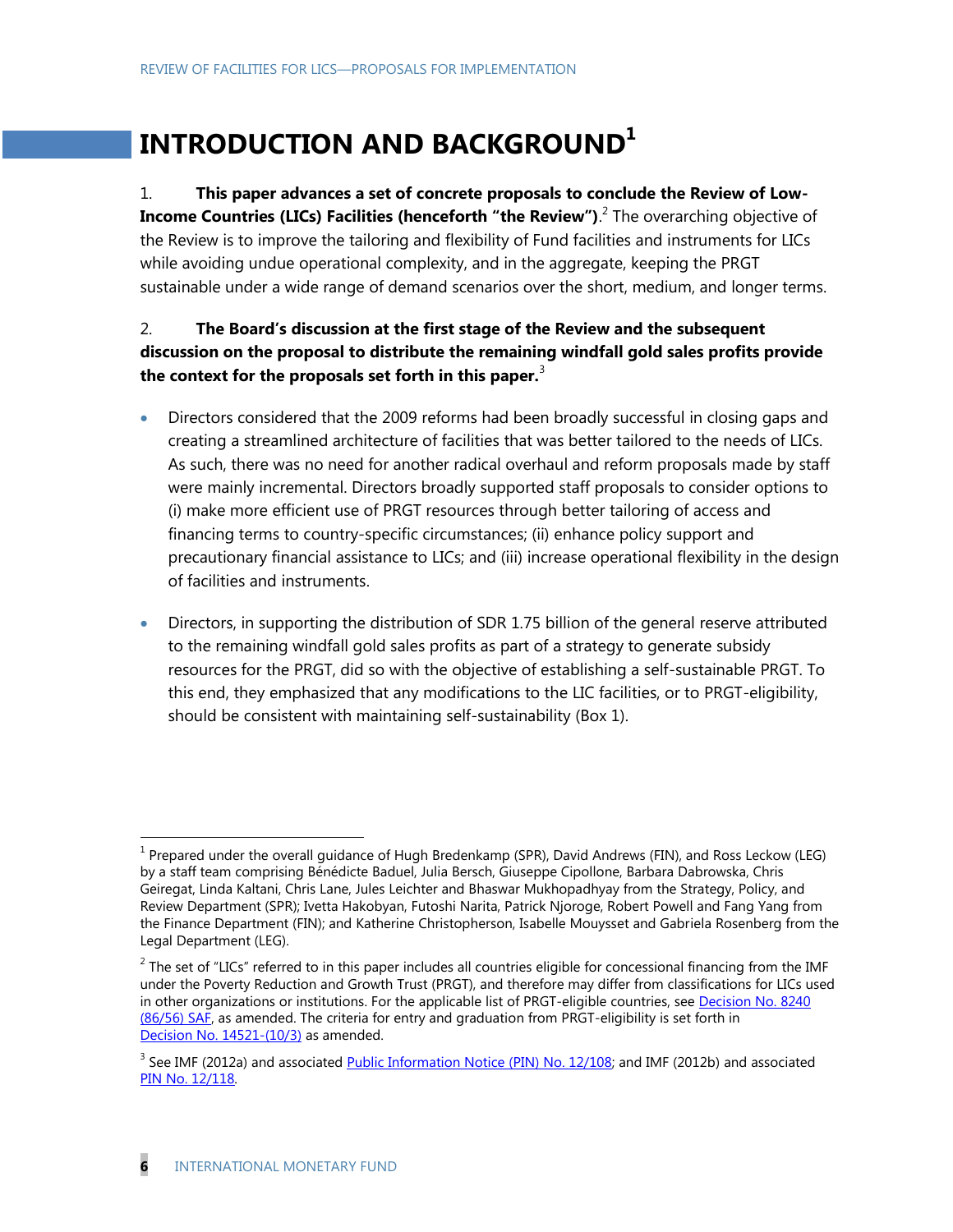# INTRODUCTION AND BACKGROUND[1]

1. **This paper advances a set of concrete proposals to conclude the Review of Low-Income Countries (LICs) Facilities (henceforth "the Review").**[2] The overarching objective of the Review is to improve the tailoring and flexibility of Fund facilities and instruments for LICs while avoiding undue operational complexity, and in the aggregate, keeping the PRGT sustainable under a wide range of demand scenarios over the short, medium, and longer terms.

2. **The Board's discussion at the first stage of the Review and the subsequent discussion on the proposal to distribute the remaining windfall gold sales profits provide the context for the proposals set forth in this paper.**[3]

- Directors considered that the 2009 reforms had been broadly successful in closing gaps and creating a streamlined architecture of facilities that was better tailored to the needs of LICs. As such, there was no need for another radical overhaul and reform proposals made by staff were mainly incremental. Directors broadly supported staff proposals to consider options to (i) make more efficient use of PRGT resources through better tailoring of access and financing terms to country-specific circumstances; (ii) enhance policy support and precautionary financial assistance to LICs; and (iii) increase operational flexibility in the design of facilities and instruments.

- Directors, in supporting the distribution of SDR 1.75 billion of the general reserve attributed to the remaining windfall gold sales profits as part of a strategy to generate subsidy resources for the PRGT, did so with the objective of establishing a self-sustainable PRGT. To this end, they emphasized that any modifications to the LIC facilities, or to PRGT-eligibility, should be consistent with maintaining self-sustainability (Box 1).

---

[1] Prepared under the overall guidance of Hugh Bredenkamp (SPR), David Andrews (FIN), and Ross Leckow (LEG) by a staff team comprising Bénédicte Baduel, Julia Bersch, Giuseppe Cipollone, Barbara Dabrowska, Chris Geiregat, Linda Kaltani, Chris Lane, Jules Leichter and Bhaswar Mukhopadhyay from the Strategy, Policy, and Review Department (SPR); Ivetta Hakobyan, Futoshi Narita, Patrick Njoroge, Robert Powell and Fang Yang from the Finance Department (FIN); and Katherine Christopherson, Isabelle Mouysset and Gabriela Rosenberg from the Legal Department (LEG).

[2] The set of "LICs" referred to in this paper includes all countries eligible for concessional financing from the IMF under the Poverty Reduction and Growth Trust (PRGT), and therefore may differ from classifications for LICs used in other organizations or institutions. For the applicable list of PRGT-eligible countries, see Decision No. 8240 (86/56) SAF, as amended. The criteria for entry and graduation from PRGT-eligibility is set forth in Decision No. 14521-(10/3) as amended.

[3] See IMF (2012a) and associated Public Information Notice (PIN) No. 12/108; and IMF (2012b) and associated PIN No. 12/118.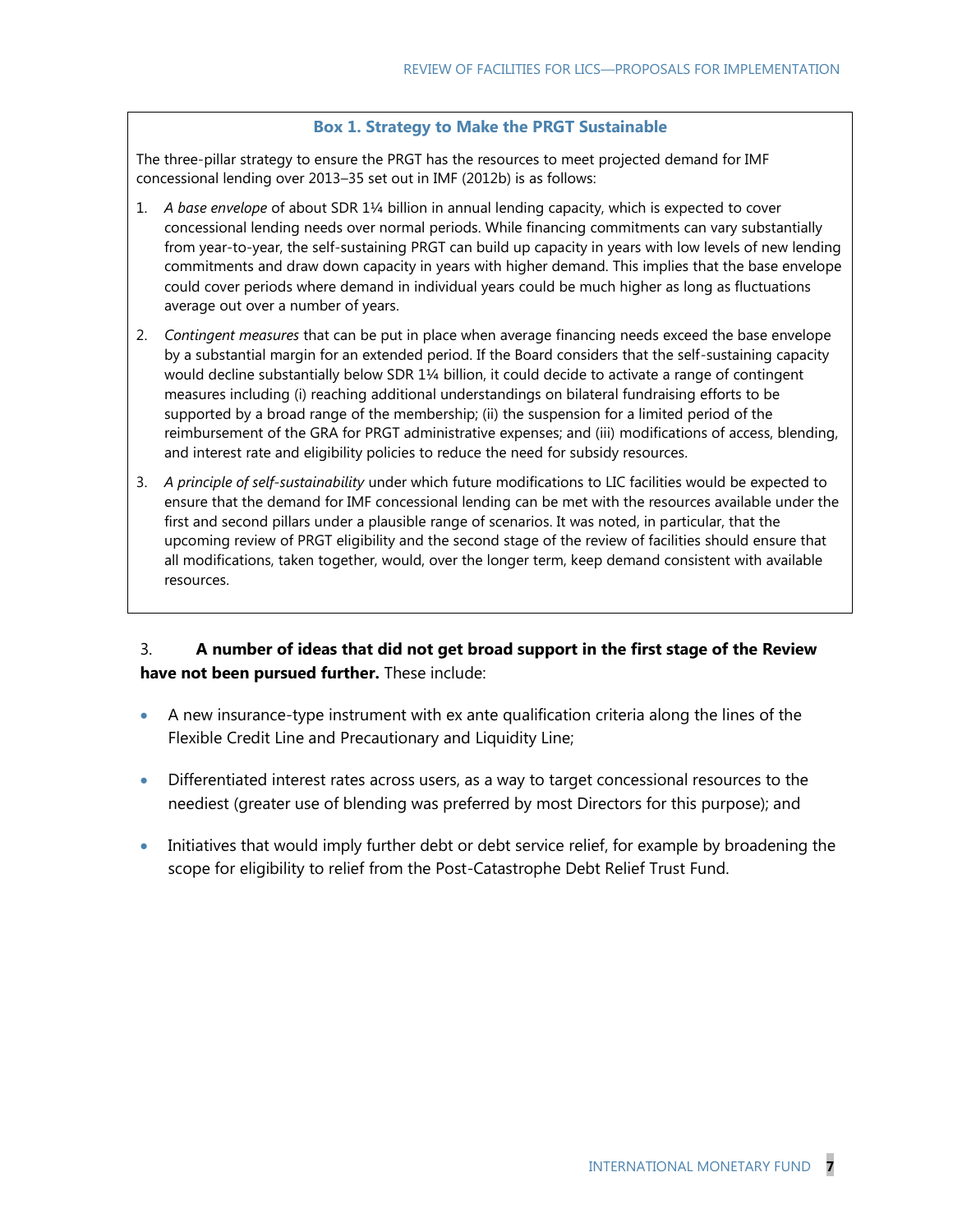### Box 1. Strategy to Make the PRGT Sustainable

The three-pillar strategy to ensure the PRGT has the resources to meet projected demand for IMF concessional lending over 2013–35 set out in IMF (2012b) is as follows:

1. *A base envelope* of about SDR 1¼ billion in annual lending capacity, which is expected to cover concessional lending needs over normal periods. While financing commitments can vary substantially from year-to-year, the self-sustaining PRGT can build up capacity in years with low levels of new lending commitments and draw down capacity in years with higher demand. This implies that the base envelope could cover periods where demand in individual years could be much higher as long as fluctuations average out over a number of years.

2. *Contingent measures* that can be put in place when average financing needs exceed the base envelope by a substantial margin for an extended period. If the Board considers that the self-sustaining capacity would decline substantially below SDR 1¼ billion, it could decide to activate a range of contingent measures including (i) reaching additional understandings on bilateral fundraising efforts to be supported by a broad range of the membership; (ii) the suspension for a limited period of the reimbursement of the GRA for PRGT administrative expenses; and (iii) modifications of access, blending, and interest rate and eligibility policies to reduce the need for subsidy resources.

3. *A principle of self-sustainability* under which future modifications to LIC facilities would be expected to ensure that the demand for IMF concessional lending can be met with the resources available under the first and second pillars under a plausible range of scenarios. It was noted, in particular, that the upcoming review of PRGT eligibility and the second stage of the review of facilities should ensure that all modifications, taken together, would, over the longer term, keep demand consistent with available resources.

3. **A number of ideas that did not get broad support in the first stage of the Review have not been pursued further.** These include:

- A new insurance-type instrument with ex ante qualification criteria along the lines of the Flexible Credit Line and Precautionary and Liquidity Line;
- Differentiated interest rates across users, as a way to target concessional resources to the neediest (greater use of blending was preferred by most Directors for this purpose); and
- Initiatives that would imply further debt or debt service relief, for example by broadening the scope for eligibility to relief from the Post-Catastrophe Debt Relief Trust Fund.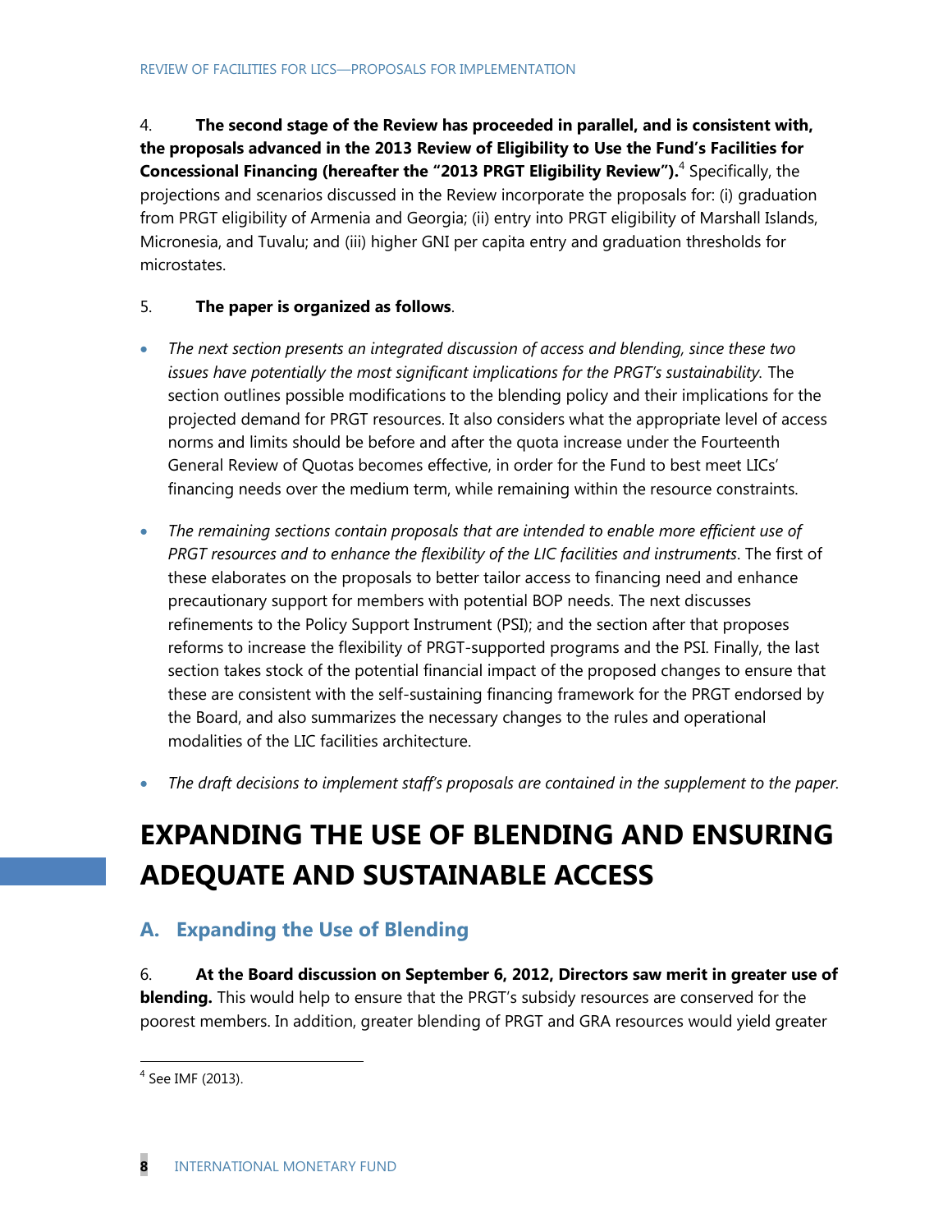4. **The second stage of the Review has proceeded in parallel, and is consistent with, the proposals advanced in the 2013 Review of Eligibility to Use the Fund's Facilities for Concessional Financing (hereafter the "2013 PRGT Eligibility Review").**[4] Specifically, the projections and scenarios discussed in the Review incorporate the proposals for: (i) graduation from PRGT eligibility of Armenia and Georgia; (ii) entry into PRGT eligibility of Marshall Islands, Micronesia, and Tuvalu; and (iii) higher GNI per capita entry and graduation thresholds for microstates.

5. **The paper is organized as follows**.

- *The next section presents an integrated discussion of access and blending, since these two issues have potentially the most significant implications for the PRGT's sustainability.* The section outlines possible modifications to the blending policy and their implications for the projected demand for PRGT resources. It also considers what the appropriate level of access norms and limits should be before and after the quota increase under the Fourteenth General Review of Quotas becomes effective, in order for the Fund to best meet LICs' financing needs over the medium term, while remaining within the resource constraints.

- *The remaining sections contain proposals that are intended to enable more efficient use of PRGT resources and to enhance the flexibility of the LIC facilities and instruments*. The first of these elaborates on the proposals to better tailor access to financing need and enhance precautionary support for members with potential BOP needs. The next discusses refinements to the Policy Support Instrument (PSI); and the section after that proposes reforms to increase the flexibility of PRGT-supported programs and the PSI. Finally, the last section takes stock of the potential financial impact of the proposed changes to ensure that these are consistent with the self-sustaining financing framework for the PRGT endorsed by the Board, and also summarizes the necessary changes to the rules and operational modalities of the LIC facilities architecture.

- *The draft decisions to implement staff's proposals are contained in the supplement to the paper.*

# EXPANDING THE USE OF BLENDING AND ENSURING ADEQUATE AND SUSTAINABLE ACCESS

## A. Expanding the Use of Blending

6. **At the Board discussion on September 6, 2012, Directors saw merit in greater use of blending.** This would help to ensure that the PRGT's subsidy resources are conserved for the poorest members. In addition, greater blending of PRGT and GRA resources would yield greater

[4] See IMF (2013).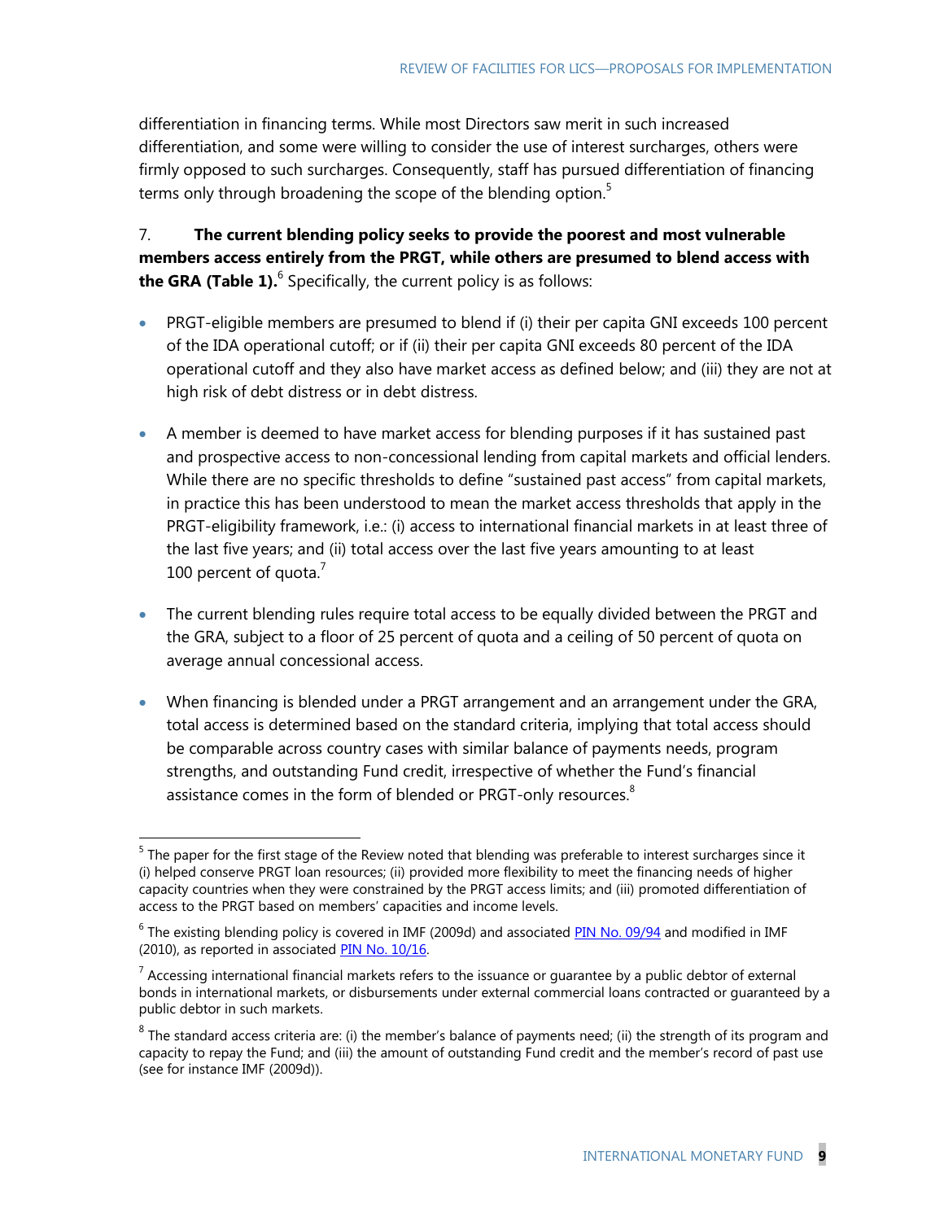differentiation in financing terms. While most Directors saw merit in such increased differentiation, and some were willing to consider the use of interest surcharges, others were firmly opposed to such surcharges. Consequently, staff has pursued differentiation of financing terms only through broadening the scope of the blending option.[5]

7. **The current blending policy seeks to provide the poorest and most vulnerable members access entirely from the PRGT, while others are presumed to blend access with the GRA (Table 1).**[6] Specifically, the current policy is as follows:

- PRGT-eligible members are presumed to blend if (i) their per capita GNI exceeds 100 percent of the IDA operational cutoff; or if (ii) their per capita GNI exceeds 80 percent of the IDA operational cutoff and they also have market access as defined below; and (iii) they are not at high risk of debt distress or in debt distress.
- A member is deemed to have market access for blending purposes if it has sustained past and prospective access to non-concessional lending from capital markets and official lenders. While there are no specific thresholds to define "sustained past access" from capital markets, in practice this has been understood to mean the market access thresholds that apply in the PRGT-eligibility framework, i.e.: (i) access to international financial markets in at least three of the last five years; and (ii) total access over the last five years amounting to at least 100 percent of quota.[7]
- The current blending rules require total access to be equally divided between the PRGT and the GRA, subject to a floor of 25 percent of quota and a ceiling of 50 percent of quota on average annual concessional access.
- When financing is blended under a PRGT arrangement and an arrangement under the GRA, total access is determined based on the standard criteria, implying that total access should be comparable across country cases with similar balance of payments needs, program strengths, and outstanding Fund credit, irrespective of whether the Fund's financial assistance comes in the form of blended or PRGT-only resources.[8]

---

[5] The paper for the first stage of the Review noted that blending was preferable to interest surcharges since it (i) helped conserve PRGT loan resources; (ii) provided more flexibility to meet the financing needs of higher capacity countries when they were constrained by the PRGT access limits; and (iii) promoted differentiation of access to the PRGT based on members' capacities and income levels.

[6] The existing blending policy is covered in IMF (2009d) and associated PIN No. 09/94 and modified in IMF (2010), as reported in associated PIN No. 10/16.

[7] Accessing international financial markets refers to the issuance or guarantee by a public debtor of external bonds in international markets, or disbursements under external commercial loans contracted or guaranteed by a public debtor in such markets.

[8] The standard access criteria are: (i) the member's balance of payments need; (ii) the strength of its program and capacity to repay the Fund; and (iii) the amount of outstanding Fund credit and the member's record of past use (see for instance IMF (2009d)).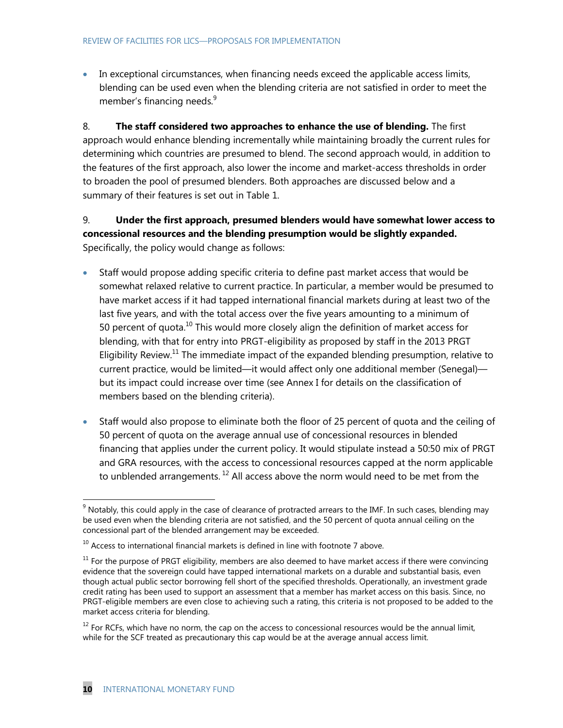- In exceptional circumstances, when financing needs exceed the applicable access limits, blending can be used even when the blending criteria are not satisfied in order to meet the member's financing needs.[9]

8. **The staff considered two approaches to enhance the use of blending.** The first approach would enhance blending incrementally while maintaining broadly the current rules for determining which countries are presumed to blend. The second approach would, in addition to the features of the first approach, also lower the income and market-access thresholds in order to broaden the pool of presumed blenders. Both approaches are discussed below and a summary of their features is set out in Table 1.

9. **Under the first approach, presumed blenders would have somewhat lower access to concessional resources and the blending presumption would be slightly expanded.** Specifically, the policy would change as follows:

- Staff would propose adding specific criteria to define past market access that would be somewhat relaxed relative to current practice. In particular, a member would be presumed to have market access if it had tapped international financial markets during at least two of the last five years, and with the total access over the five years amounting to a minimum of 50 percent of quota.[10] This would more closely align the definition of market access for blending, with that for entry into PRGT-eligibility as proposed by staff in the 2013 PRGT Eligibility Review.[11] The immediate impact of the expanded blending presumption, relative to current practice, would be limited—it would affect only one additional member (Senegal)—but its impact could increase over time (see Annex I for details on the classification of members based on the blending criteria).

- Staff would also propose to eliminate both the floor of 25 percent of quota and the ceiling of 50 percent of quota on the average annual use of concessional resources in blended financing that applies under the current policy. It would stipulate instead a 50:50 mix of PRGT and GRA resources, with the access to concessional resources capped at the norm applicable to unblended arrangements.[12] All access above the norm would need to be met from the

---

[9] Notably, this could apply in the case of clearance of protracted arrears to the IMF. In such cases, blending may be used even when the blending criteria are not satisfied, and the 50 percent of quota annual ceiling on the concessional part of the blended arrangement may be exceeded.

[10] Access to international financial markets is defined in line with footnote 7 above.

[11] For the purpose of PRGT eligibility, members are also deemed to have market access if there were convincing evidence that the sovereign could have tapped international markets on a durable and substantial basis, even though actual public sector borrowing fell short of the specified thresholds. Operationally, an investment grade credit rating has been used to support an assessment that a member has market access on this basis. Since, no PRGT-eligible members are even close to achieving such a rating, this criteria is not proposed to be added to the market access criteria for blending.

[12] For RCFs, which have no norm, the cap on the access to concessional resources would be the annual limit, while for the SCF treated as precautionary this cap would be at the average annual access limit.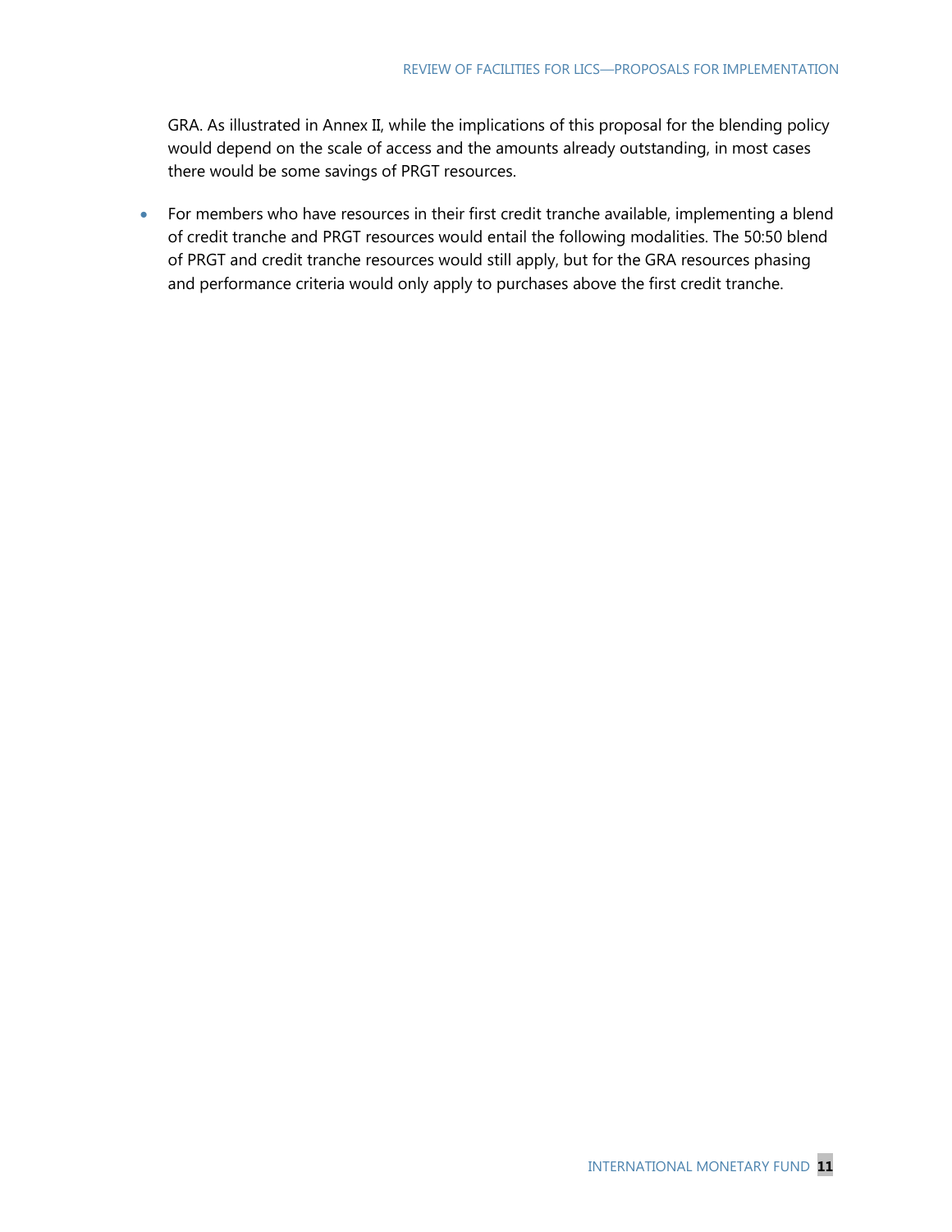GRA. As illustrated in Annex II, while the implications of this proposal for the blending policy would depend on the scale of access and the amounts already outstanding, in most cases there would be some savings of PRGT resources.

- For members who have resources in their first credit tranche available, implementing a blend of credit tranche and PRGT resources would entail the following modalities. The 50:50 blend of PRGT and credit tranche resources would still apply, but for the GRA resources phasing and performance criteria would only apply to purchases above the first credit tranche.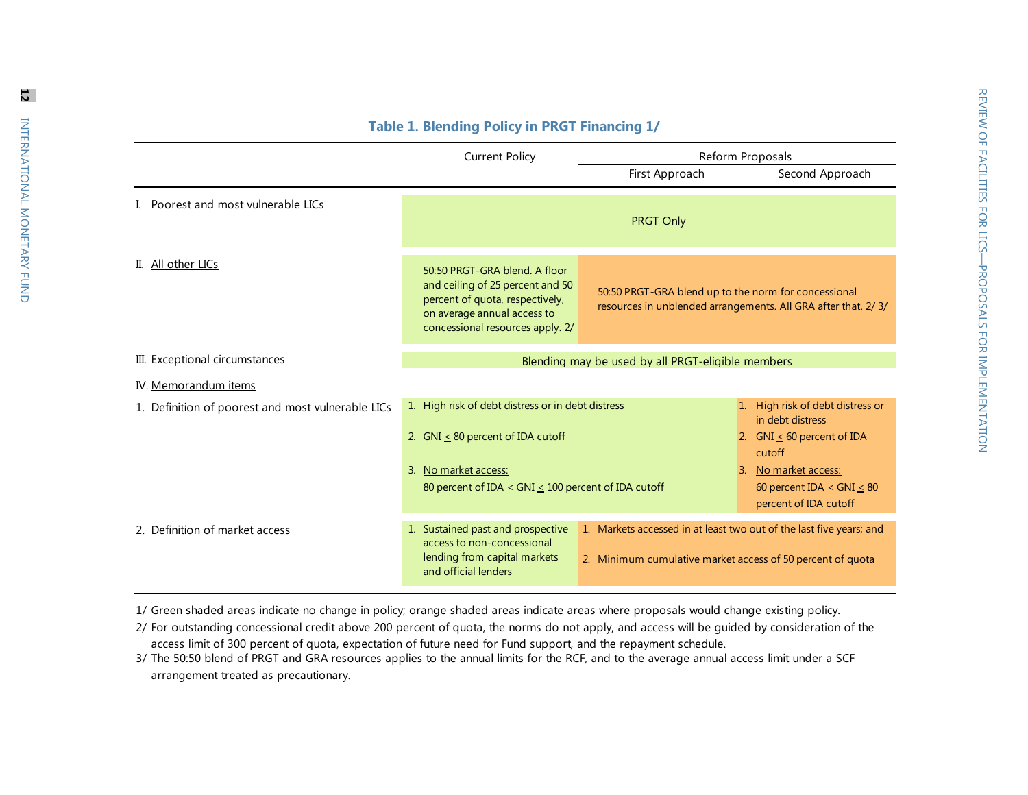### Table 1. Blending Policy in PRGT Financing 1/

| | Current Policy | Reform Proposals | |
|---|---|---|---|
| | | First Approach | Second Approach |
| I. Poorest and most vulnerable LICs | PRGT Only | | |
| II. All other LICs | 50:50 PRGT-GRA blend. A floor and ceiling of 25 percent and 50 percent of quota, respectively, on average annual access to concessional resources apply. 2/ | 50:50 PRGT-GRA blend up to the norm for concessional resources in unblended arrangements. All GRA after that. 2/ 3/ | |
| III. Exceptional circumstances | Blending may be used by all PRGT-eligible members | | |
| IV. Memorandum items | | | |
| 1. Definition of poorest and most vulnerable LICs | 1. High risk of debt distress or in debt distress<br>2. GNI ≤ 80 percent of IDA cutoff<br>3. No market access:<br>80 percent of IDA < GNI ≤ 100 percent of IDA cutoff | 1. High risk of debt distress or in debt distress<br>2. GNI ≤ 80 percent of IDA cutoff<br>3. No market access:<br>80 percent of IDA < GNI ≤ 100 percent of IDA cutoff | 1. High risk of debt distress or in debt distress<br>2. GNI ≤ 60 percent of IDA cutoff<br>3. No market access:<br>60 percent IDA < GNI ≤ 80 percent of IDA cutoff |
| 2. Definition of market access | 1. Sustained past and prospective access to non-concessional lending from capital markets and official lenders | 1. Markets accessed in at least two out of the last five years; and<br>2. Minimum cumulative market access of 50 percent of quota | |

1/ Green shaded areas indicate no change in policy; orange shaded areas indicate areas where proposals would change existing policy.

2/ For outstanding concessional credit above 200 percent of quota, the norms do not apply, and access will be guided by consideration of the access limit of 300 percent of quota, expectation of future need for Fund support, and the repayment schedule.

3/ The 50:50 blend of PRGT and GRA resources applies to the annual limits for the RCF, and to the average annual access limit under a SCF arrangement treated as precautionary.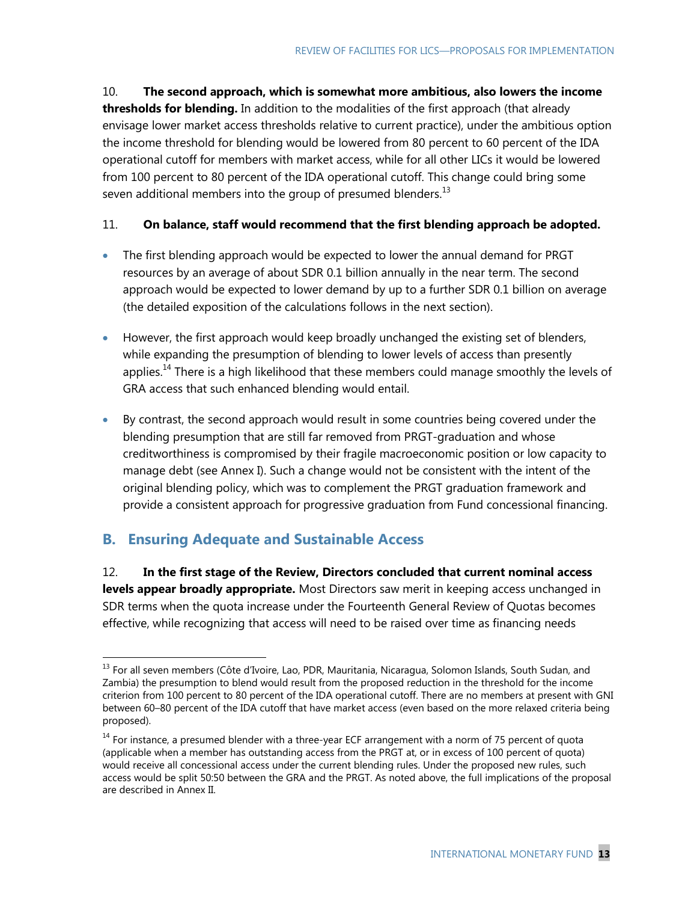10. **The second approach, which is somewhat more ambitious, also lowers the income thresholds for blending.** In addition to the modalities of the first approach (that already envisage lower market access thresholds relative to current practice), under the ambitious option the income threshold for blending would be lowered from 80 percent to 60 percent of the IDA operational cutoff for members with market access, while for all other LICs it would be lowered from 100 percent to 80 percent of the IDA operational cutoff. This change could bring some seven additional members into the group of presumed blenders.[13]

11. **On balance, staff would recommend that the first blending approach be adopted.**

- The first blending approach would be expected to lower the annual demand for PRGT resources by an average of about SDR 0.1 billion annually in the near term. The second approach would be expected to lower demand by up to a further SDR 0.1 billion on average (the detailed exposition of the calculations follows in the next section).
- However, the first approach would keep broadly unchanged the existing set of blenders, while expanding the presumption of blending to lower levels of access than presently applies.[14] There is a high likelihood that these members could manage smoothly the levels of GRA access that such enhanced blending would entail.
- By contrast, the second approach would result in some countries being covered under the blending presumption that are still far removed from PRGT-graduation and whose creditworthiness is compromised by their fragile macroeconomic position or low capacity to manage debt (see Annex I). Such a change would not be consistent with the intent of the original blending policy, which was to complement the PRGT graduation framework and provide a consistent approach for progressive graduation from Fund concessional financing.

## B. Ensuring Adequate and Sustainable Access

12. **In the first stage of the Review, Directors concluded that current nominal access levels appear broadly appropriate.** Most Directors saw merit in keeping access unchanged in SDR terms when the quota increase under the Fourteenth General Review of Quotas becomes effective, while recognizing that access will need to be raised over time as financing needs

---

[13] For all seven members (Côte d'Ivoire, Lao, PDR, Mauritania, Nicaragua, Solomon Islands, South Sudan, and Zambia) the presumption to blend would result from the proposed reduction in the threshold for the income criterion from 100 percent to 80 percent of the IDA operational cutoff. There are no members at present with GNI between 60–80 percent of the IDA cutoff that have market access (even based on the more relaxed criteria being proposed).

[14] For instance, a presumed blender with a three-year ECF arrangement with a norm of 75 percent of quota (applicable when a member has outstanding access from the PRGT at, or in excess of 100 percent of quota) would receive all concessional access under the current blending rules. Under the proposed new rules, such access would be split 50:50 between the GRA and the PRGT. As noted above, the full implications of the proposal are described in Annex II.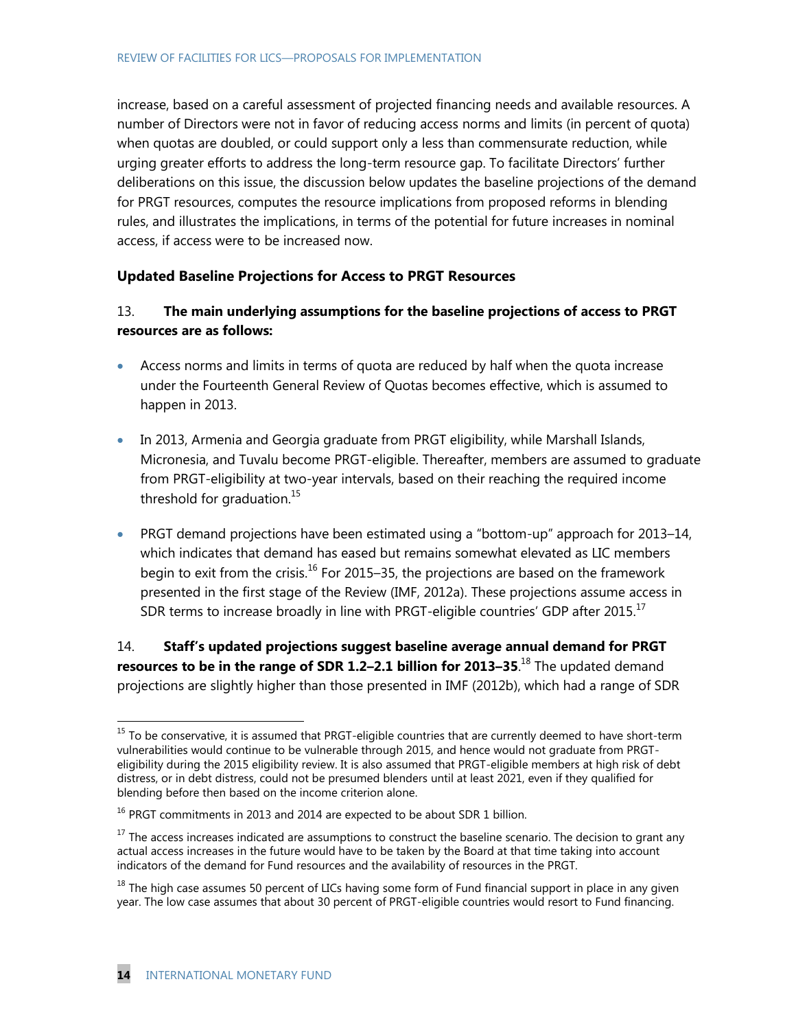increase, based on a careful assessment of projected financing needs and available resources. A number of Directors were not in favor of reducing access norms and limits (in percent of quota) when quotas are doubled, or could support only a less than commensurate reduction, while urging greater efforts to address the long-term resource gap. To facilitate Directors' further deliberations on this issue, the discussion below updates the baseline projections of the demand for PRGT resources, computes the resource implications from proposed reforms in blending rules, and illustrates the implications, in terms of the potential for future increases in nominal access, if access were to be increased now.

### Updated Baseline Projections for Access to PRGT Resources

13. **The main underlying assumptions for the baseline projections of access to PRGT resources are as follows:**

- Access norms and limits in terms of quota are reduced by half when the quota increase under the Fourteenth General Review of Quotas becomes effective, which is assumed to happen in 2013.
- In 2013, Armenia and Georgia graduate from PRGT eligibility, while Marshall Islands, Micronesia, and Tuvalu become PRGT-eligible. Thereafter, members are assumed to graduate from PRGT-eligibility at two-year intervals, based on their reaching the required income threshold for graduation.[15]
- PRGT demand projections have been estimated using a "bottom-up" approach for 2013–14, which indicates that demand has eased but remains somewhat elevated as LIC members begin to exit from the crisis.[16] For 2015–35, the projections are based on the framework presented in the first stage of the Review (IMF, 2012a). These projections assume access in SDR terms to increase broadly in line with PRGT-eligible countries' GDP after 2015.[17]

14. **Staff's updated projections suggest baseline average annual demand for PRGT resources to be in the range of SDR 1.2–2.1 billion for 2013–35**.[18] The updated demand projections are slightly higher than those presented in IMF (2012b), which had a range of SDR

---

[15] To be conservative, it is assumed that PRGT-eligible countries that are currently deemed to have short-term vulnerabilities would continue to be vulnerable through 2015, and hence would not graduate from PRGT-eligibility during the 2015 eligibility review. It is also assumed that PRGT-eligible members at high risk of debt distress, or in debt distress, could not be presumed blenders until at least 2021, even if they qualified for blending before then based on the income criterion alone.

[16] PRGT commitments in 2013 and 2014 are expected to be about SDR 1 billion.

[17] The access increases indicated are assumptions to construct the baseline scenario. The decision to grant any actual access increases in the future would have to be taken by the Board at that time taking into account indicators of the demand for Fund resources and the availability of resources in the PRGT.

[18] The high case assumes 50 percent of LICs having some form of Fund financial support in place in any given year. The low case assumes that about 30 percent of PRGT-eligible countries would resort to Fund financing.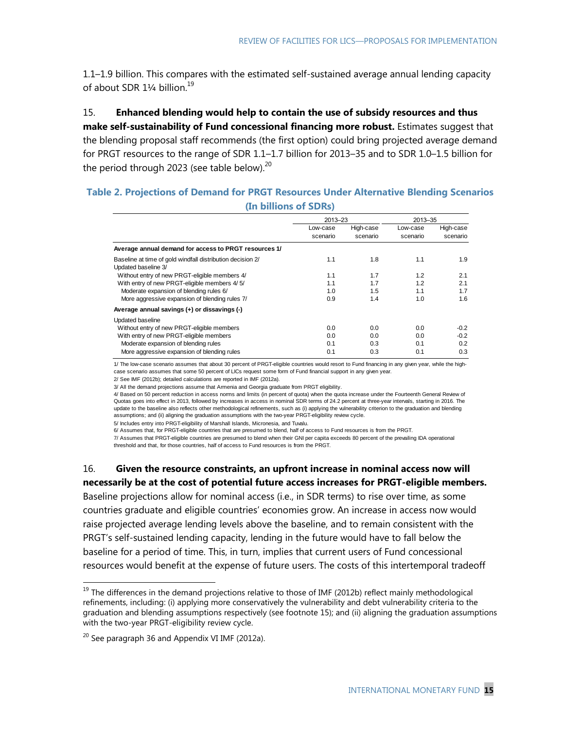1.1–1.9 billion. This compares with the estimated self-sustained average annual lending capacity of about SDR 1¼ billion.[19]

15. **Enhanced blending would help to contain the use of subsidy resources and thus make self-sustainability of Fund concessional financing more robust.** Estimates suggest that the blending proposal staff recommends (the first option) could bring projected average demand for PRGT resources to the range of SDR 1.1–1.7 billion for 2013–35 and to SDR 1.0–1.5 billion for the period through 2023 (see table below).[20]

**Table 2. Projections of Demand for PRGT Resources Under Alternative Blending Scenarios (In billions of SDRs)**

| | 2013–23 | | 2013–35 | |
|---|---|---|---|---|
| | Low-case scenario | High-case scenario | Low-case scenario | High-case scenario |
| **Average annual demand for access to PRGT resources 1/** | | | | |
| Baseline at time of gold windfall distribution decision 2/ | 1.1 | 1.8 | 1.1 | 1.9 |
| Updated baseline 3/ | | | | |
| Without entry of new PRGT-eligible members 4/ | 1.1 | 1.7 | 1.2 | 2.1 |
| With entry of new PRGT-eligible members 4/ 5/ | 1.1 | 1.7 | 1.2 | 2.1 |
| Moderate expansion of blending rules 6/ | 1.0 | 1.5 | 1.1 | 1.7 |
| More aggressive expansion of blending rules 7/ | 0.9 | 1.4 | 1.0 | 1.6 |
| **Average annual savings (+) or dissavings (-)** | | | | |
| Updated baseline | | | | |
| Without entry of new PRGT-eligible members | 0.0 | 0.0 | 0.0 | -0.2 |
| With entry of new PRGT-eligible members | 0.0 | 0.0 | 0.0 | -0.2 |
| Moderate expansion of blending rules | 0.1 | 0.3 | 0.1 | 0.2 |
| More aggressive expansion of blending rules | 0.1 | 0.3 | 0.1 | 0.3 |

1/ The low-case scenario assumes that about 30 percent of PRGT-eligible countries would resort to Fund financing in any given year, while the high-case scenario assumes that some 50 percent of LICs request some form of Fund financial support in any given year.

2/ See IMF (2012b); detailed calculations are reported in IMF (2012a).

3/ All the demand projections assume that Armenia and Georgia graduate from PRGT eligibility.

4/ Based on 50 percent reduction in access norms and limits (in percent of quota) when the quota increase under the Fourteenth General Review of Quotas goes into effect in 2013, followed by increases in access in nominal SDR terms of 24.2 percent at three-year intervals, starting in 2016. The update to the baseline also reflects other methodological refinements, such as (i) applying the vulnerability criterion to the graduation and blending assumptions; and (ii) aligning the graduation assumptions with the two-year PRGT-eligibility review cycle.

5/ Includes entry into PRGT-eligibility of Marshall Islands, Micronesia, and Tuvalu.

6/ Assumes that, for PRGT-eligible countries that are presumed to blend, half of access to Fund resources is from the PRGT.

7/ Assumes that PRGT-eligible countries are presumed to blend when their GNI per capita exceeds 80 percent of the prevailing IDA operational threshold and that, for those countries, half of access to Fund resources is from the PRGT.

16. **Given the resource constraints, an upfront increase in nominal access now will necessarily be at the cost of potential future access increases for PRGT-eligible members.** Baseline projections allow for nominal access (i.e., in SDR terms) to rise over time, as some countries graduate and eligible countries' economies grow. An increase in access now would raise projected average lending levels above the baseline, and to remain consistent with the PRGT's self-sustained lending capacity, lending in the future would have to fall below the baseline for a period of time. This, in turn, implies that current users of Fund concessional resources would benefit at the expense of future users. The costs of this intertemporal tradeoff

[19] The differences in the demand projections relative to those of IMF (2012b) reflect mainly methodological refinements, including: (i) applying more conservatively the vulnerability and debt vulnerability criteria to the graduation and blending assumptions respectively (see footnote 15); and (ii) aligning the graduation assumptions with the two-year PRGT-eligibility review cycle.

[20] See paragraph 36 and Appendix VI IMF (2012a).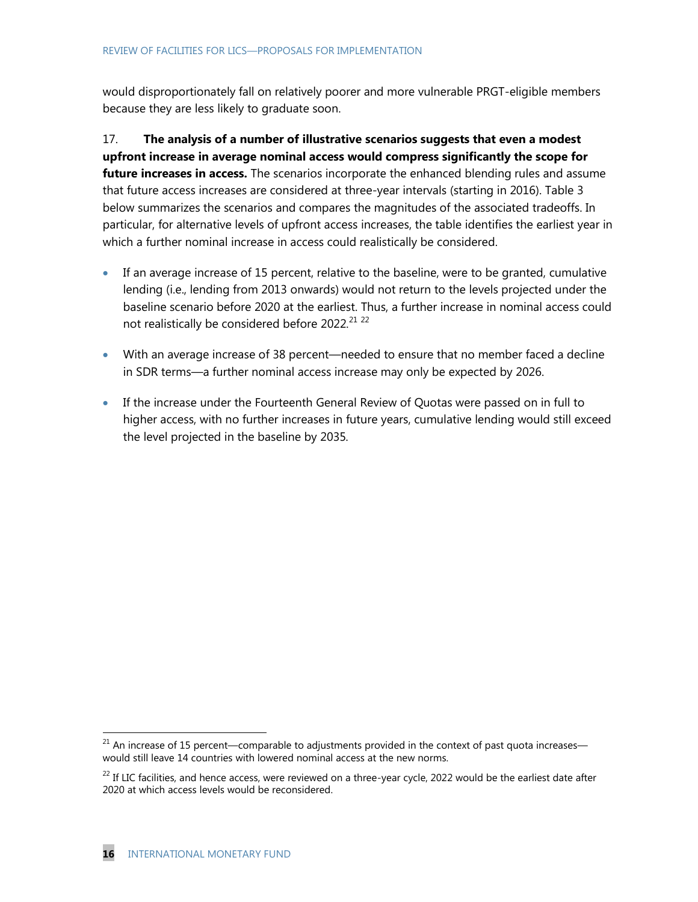would disproportionately fall on relatively poorer and more vulnerable PRGT-eligible members because they are less likely to graduate soon.

17. **The analysis of a number of illustrative scenarios suggests that even a modest upfront increase in average nominal access would compress significantly the scope for future increases in access.** The scenarios incorporate the enhanced blending rules and assume that future access increases are considered at three-year intervals (starting in 2016). Table 3 below summarizes the scenarios and compares the magnitudes of the associated tradeoffs. In particular, for alternative levels of upfront access increases, the table identifies the earliest year in which a further nominal increase in access could realistically be considered.

- If an average increase of 15 percent, relative to the baseline, were to be granted, cumulative lending (i.e., lending from 2013 onwards) would not return to the levels projected under the baseline scenario before 2020 at the earliest. Thus, a further increase in nominal access could not realistically be considered before 2022.[21] [22]

- With an average increase of 38 percent—needed to ensure that no member faced a decline in SDR terms—a further nominal access increase may only be expected by 2026.

- If the increase under the Fourteenth General Review of Quotas were passed on in full to higher access, with no further increases in future years, cumulative lending would still exceed the level projected in the baseline by 2035.

---

[21] An increase of 15 percent—comparable to adjustments provided in the context of past quota increases—would still leave 14 countries with lowered nominal access at the new norms.

[22] If LIC facilities, and hence access, were reviewed on a three-year cycle, 2022 would be the earliest date after 2020 at which access levels would be reconsidered.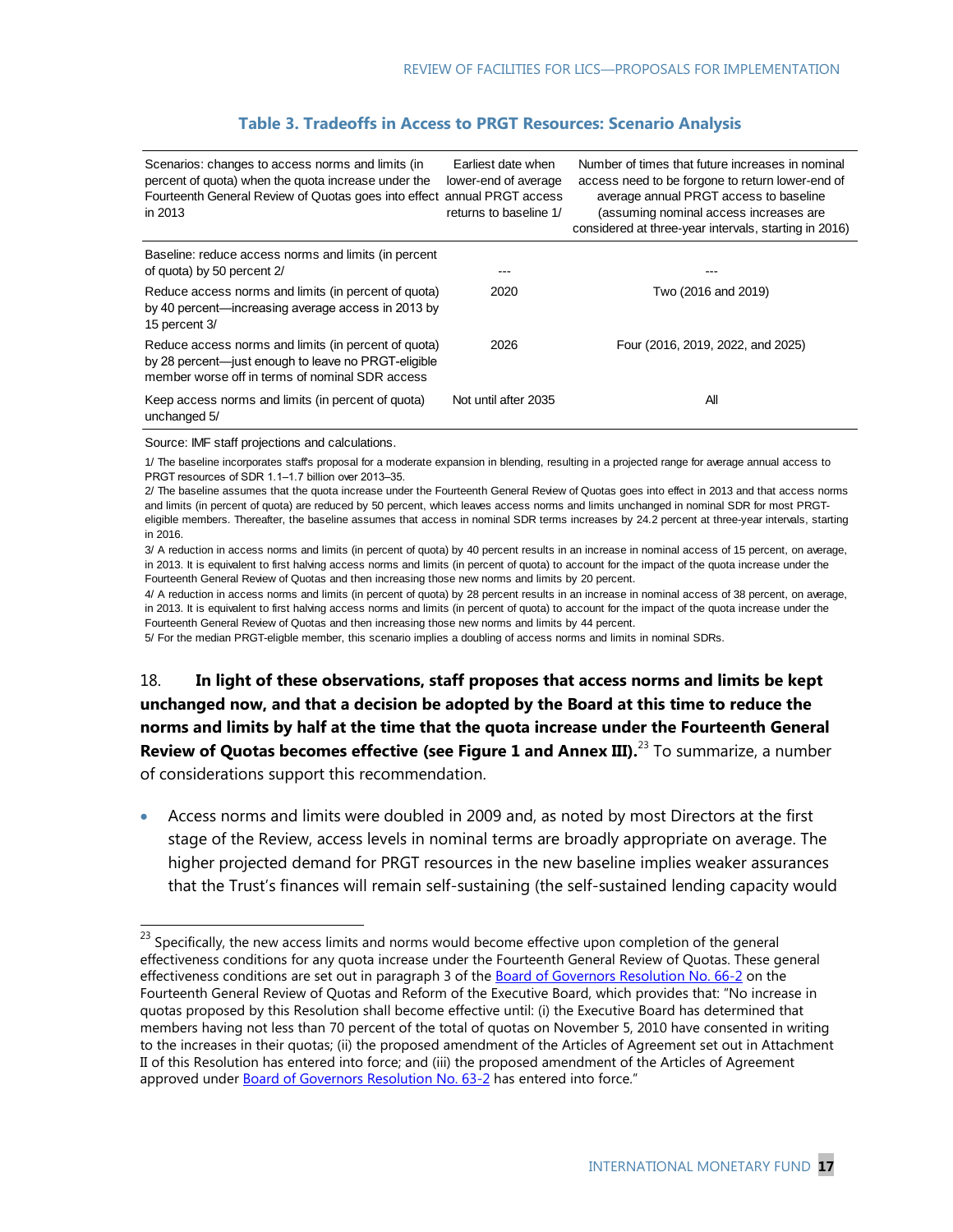### Table 3. Tradeoffs in Access to PRGT Resources: Scenario Analysis

| Scenarios: changes to access norms and limits (in percent of quota) when the quota increase under the Fourteenth General Review of Quotas goes into effect in 2013 | Earliest date when lower-end of average annual PRGT access returns to baseline 1/ | Number of times that future increases in nominal access need to be forgone to return lower-end of average annual PRGT access to baseline (assuming nominal access increases are considered at three-year intervals, starting in 2016) |
|---|---|---|
| Baseline: reduce access norms and limits (in percent of quota) by 50 percent 2/ | --- | --- |
| Reduce access norms and limits (in percent of quota) by 40 percent—increasing average access in 2013 by 15 percent 3/ | 2020 | Two (2016 and 2019) |
| Reduce access norms and limits (in percent of quota) by 28 percent—just enough to leave no PRGT-eligible member worse off in terms of nominal SDR access | 2026 | Four (2016, 2019, 2022, and 2025) |
| Keep access norms and limits (in percent of quota) unchanged 5/ | Not until after 2035 | All |

Source: IMF staff projections and calculations.

1/ The baseline incorporates staff's proposal for a moderate expansion in blending, resulting in a projected range for average annual access to PRGT resources of SDR 1.1–1.7 billion over 2013–35.

2/ The baseline assumes that the quota increase under the Fourteenth General Review of Quotas goes into effect in 2013 and that access norms and limits (in percent of quota) are reduced by 50 percent, which leaves access norms and limits unchanged in nominal SDR for most PRGT-eligible members. Thereafter, the baseline assumes that access in nominal SDR terms increases by 24.2 percent at three-year intervals, starting in 2016.

3/ A reduction in access norms and limits (in percent of quota) by 40 percent results in an increase in nominal access of 15 percent, on average, in 2013. It is equivalent to first halving access norms and limits (in percent of quota) to account for the impact of the quota increase under the Fourteenth General Review of Quotas and then increasing those new norms and limits by 20 percent.

4/ A reduction in access norms and limits (in percent of quota) by 28 percent results in an increase in nominal access of 38 percent, on average, in 2013. It is equivalent to first halving access norms and limits (in percent of quota) to account for the impact of the quota increase under the Fourteenth General Review of Quotas and then increasing those new norms and limits by 44 percent.

5/ For the median PRGT-eligble member, this scenario implies a doubling of access norms and limits in nominal SDRs.

18. **In light of these observations, staff proposes that access norms and limits be kept unchanged now, and that a decision be adopted by the Board at this time to reduce the norms and limits by half at the time that the quota increase under the Fourteenth General Review of Quotas becomes effective (see Figure 1 and Annex III).**[23] To summarize, a number of considerations support this recommendation.

- Access norms and limits were doubled in 2009 and, as noted by most Directors at the first stage of the Review, access levels in nominal terms are broadly appropriate on average. The higher projected demand for PRGT resources in the new baseline implies weaker assurances that the Trust's finances will remain self-sustaining (the self-sustained lending capacity would

[23] Specifically, the new access limits and norms would become effective upon completion of the general effectiveness conditions for any quota increase under the Fourteenth General Review of Quotas. These general effectiveness conditions are set out in paragraph 3 of the Board of Governors Resolution No. 66-2 on the Fourteenth General Review of Quotas and Reform of the Executive Board, which provides that: "No increase in quotas proposed by this Resolution shall become effective until: (i) the Executive Board has determined that members having not less than 70 percent of the total of quotas on November 5, 2010 have consented in writing to the increases in their quotas; (ii) the proposed amendment of the Articles of Agreement set out in Attachment II of this Resolution has entered into force; and (iii) the proposed amendment of the Articles of Agreement approved under Board of Governors Resolution No. 63-2 has entered into force."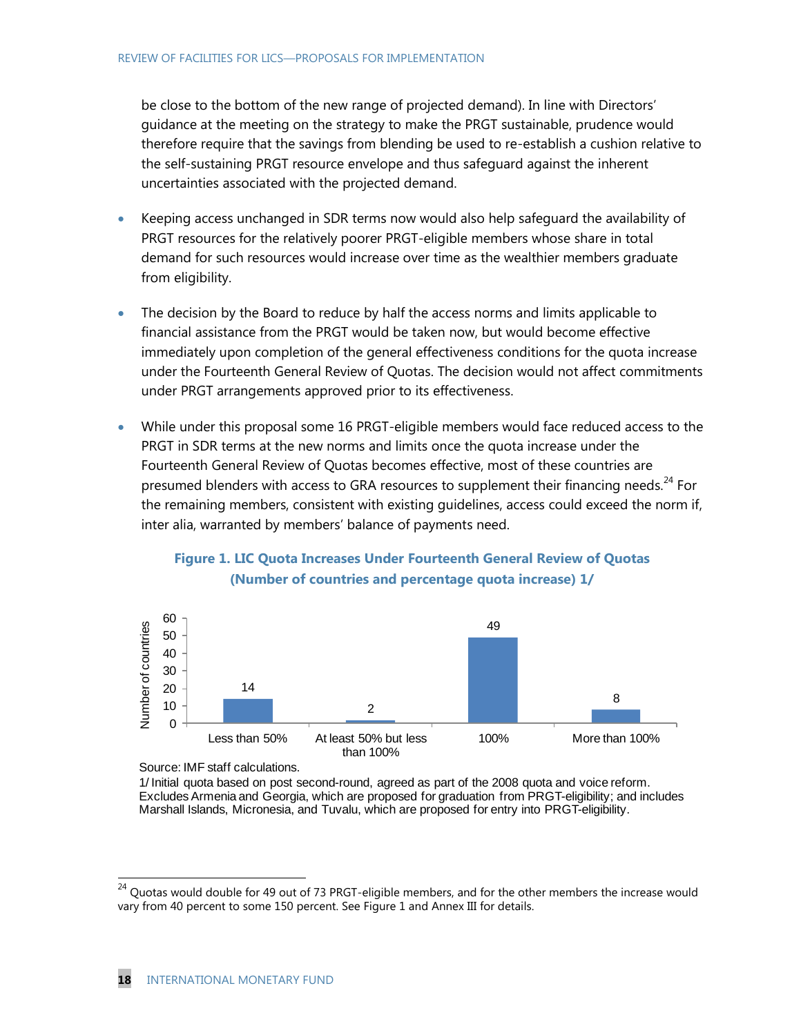be close to the bottom of the new range of projected demand). In line with Directors' guidance at the meeting on the strategy to make the PRGT sustainable, prudence would therefore require that the savings from blending be used to re-establish a cushion relative to the self-sustaining PRGT resource envelope and thus safeguard against the inherent uncertainties associated with the projected demand.

- Keeping access unchanged in SDR terms now would also help safeguard the availability of PRGT resources for the relatively poorer PRGT-eligible members whose share in total demand for such resources would increase over time as the wealthier members graduate from eligibility.

- The decision by the Board to reduce by half the access norms and limits applicable to financial assistance from the PRGT would be taken now, but would become effective immediately upon completion of the general effectiveness conditions for the quota increase under the Fourteenth General Review of Quotas. The decision would not affect commitments under PRGT arrangements approved prior to its effectiveness.

- While under this proposal some 16 PRGT-eligible members would face reduced access to the PRGT in SDR terms at the new norms and limits once the quota increase under the Fourteenth General Review of Quotas becomes effective, most of these countries are presumed blenders with access to GRA resources to supplement their financing needs.[24] For the remaining members, consistent with existing guidelines, access could exceed the norm if, inter alia, warranted by members' balance of payments need.

**Figure 1. LIC Quota Increases Under Fourteenth General Review of Quotas**
**(Number of countries and percentage quota increase) 1/**

| Percentage quota increase | Number of countries |
|---|---|
| Less than 50% | 14 |
| At least 50% but less than 100% | 2 |
| 100% | 49 |
| More than 100% | 8 |

Source: IMF staff calculations.

1/ Initial quota based on post second-round, agreed as part of the 2008 quota and voice reform. Excludes Armenia and Georgia, which are proposed for graduation from PRGT-eligibility; and includes Marshall Islands, Micronesia, and Tuvalu, which are proposed for entry into PRGT-eligibility.

---

[24] Quotas would double for 49 out of 73 PRGT-eligible members, and for the other members the increase would vary from 40 percent to some 150 percent. See Figure 1 and Annex III for details.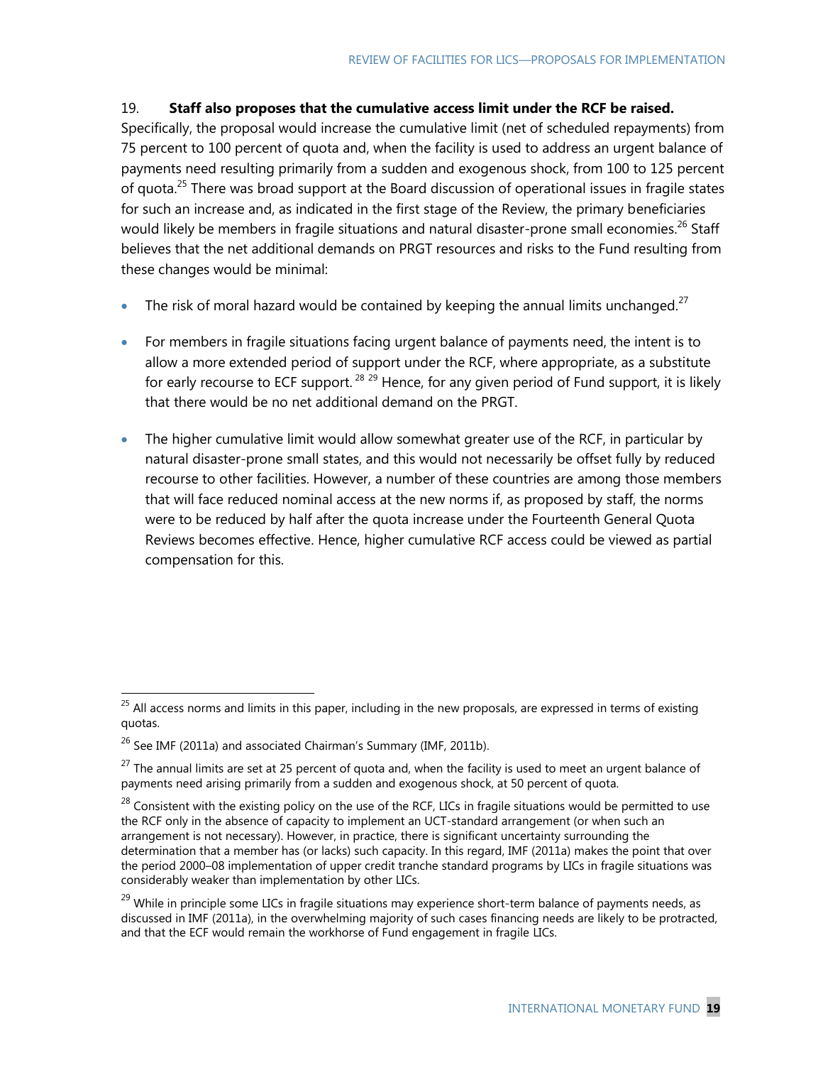19. **Staff also proposes that the cumulative access limit under the RCF be raised.** Specifically, the proposal would increase the cumulative limit (net of scheduled repayments) from 75 percent to 100 percent of quota and, when the facility is used to address an urgent balance of payments need resulting primarily from a sudden and exogenous shock, from 100 to 125 percent of quota.[25] There was broad support at the Board discussion of operational issues in fragile states for such an increase and, as indicated in the first stage of the Review, the primary beneficiaries would likely be members in fragile situations and natural disaster-prone small economies.[26] Staff believes that the net additional demands on PRGT resources and risks to the Fund resulting from these changes would be minimal:

- The risk of moral hazard would be contained by keeping the annual limits unchanged.[27]
- For members in fragile situations facing urgent balance of payments need, the intent is to allow a more extended period of support under the RCF, where appropriate, as a substitute for early recourse to ECF support.[28] [29] Hence, for any given period of Fund support, it is likely that there would be no net additional demand on the PRGT.
- The higher cumulative limit would allow somewhat greater use of the RCF, in particular by natural disaster-prone small states, and this would not necessarily be offset fully by reduced recourse to other facilities. However, a number of these countries are among those members that will face reduced nominal access at the new norms if, as proposed by staff, the norms were to be reduced by half after the quota increase under the Fourteenth General Quota Reviews becomes effective. Hence, higher cumulative RCF access could be viewed as partial compensation for this.

---

[25] All access norms and limits in this paper, including in the new proposals, are expressed in terms of existing quotas.

[26] See IMF (2011a) and associated Chairman's Summary (IMF, 2011b).

[27] The annual limits are set at 25 percent of quota and, when the facility is used to meet an urgent balance of payments need arising primarily from a sudden and exogenous shock, at 50 percent of quota.

[28] Consistent with the existing policy on the use of the RCF, LICs in fragile situations would be permitted to use the RCF only in the absence of capacity to implement an UCT-standard arrangement (or when such an arrangement is not necessary). However, in practice, there is significant uncertainty surrounding the determination that a member has (or lacks) such capacity. In this regard, IMF (2011a) makes the point that over the period 2000–08 implementation of upper credit tranche standard programs by LICs in fragile situations was considerably weaker than implementation by other LICs.

[29] While in principle some LICs in fragile situations may experience short-term balance of payments needs, as discussed in IMF (2011a), in the overwhelming majority of such cases financing needs are likely to be protracted, and that the ECF would remain the workhorse of Fund engagement in fragile LICs.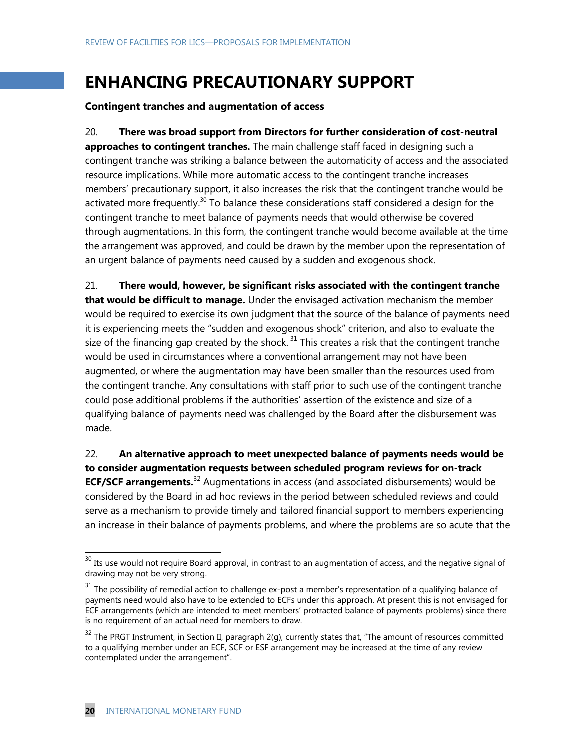# ENHANCING PRECAUTIONARY SUPPORT

**Contingent tranches and augmentation of access**

20. **There was broad support from Directors for further consideration of cost-neutral approaches to contingent tranches.** The main challenge staff faced in designing such a contingent tranche was striking a balance between the automaticity of access and the associated resource implications. While more automatic access to the contingent tranche increases members' precautionary support, it also increases the risk that the contingent tranche would be activated more frequently.[30] To balance these considerations staff considered a design for the contingent tranche to meet balance of payments needs that would otherwise be covered through augmentations. In this form, the contingent tranche would become available at the time the arrangement was approved, and could be drawn by the member upon the representation of an urgent balance of payments need caused by a sudden and exogenous shock.

21. **There would, however, be significant risks associated with the contingent tranche that would be difficult to manage.** Under the envisaged activation mechanism the member would be required to exercise its own judgment that the source of the balance of payments need it is experiencing meets the "sudden and exogenous shock" criterion, and also to evaluate the size of the financing gap created by the shock.[31] This creates a risk that the contingent tranche would be used in circumstances where a conventional arrangement may not have been augmented, or where the augmentation may have been smaller than the resources used from the contingent tranche. Any consultations with staff prior to such use of the contingent tranche could pose additional problems if the authorities' assertion of the existence and size of a qualifying balance of payments need was challenged by the Board after the disbursement was made.

22. **An alternative approach to meet unexpected balance of payments needs would be to consider augmentation requests between scheduled program reviews for on-track ECF/SCF arrangements.**[32] Augmentations in access (and associated disbursements) would be considered by the Board in ad hoc reviews in the period between scheduled reviews and could serve as a mechanism to provide timely and tailored financial support to members experiencing an increase in their balance of payments problems, and where the problems are so acute that the

---

[30] Its use would not require Board approval, in contrast to an augmentation of access, and the negative signal of drawing may not be very strong.

[31] The possibility of remedial action to challenge ex-post a member's representation of a qualifying balance of payments need would also have to be extended to ECFs under this approach. At present this is not envisaged for ECF arrangements (which are intended to meet members' protracted balance of payments problems) since there is no requirement of an actual need for members to draw.

[32] The PRGT Instrument, in Section II, paragraph 2(g), currently states that, "The amount of resources committed to a qualifying member under an ECF, SCF or ESF arrangement may be increased at the time of any review contemplated under the arrangement".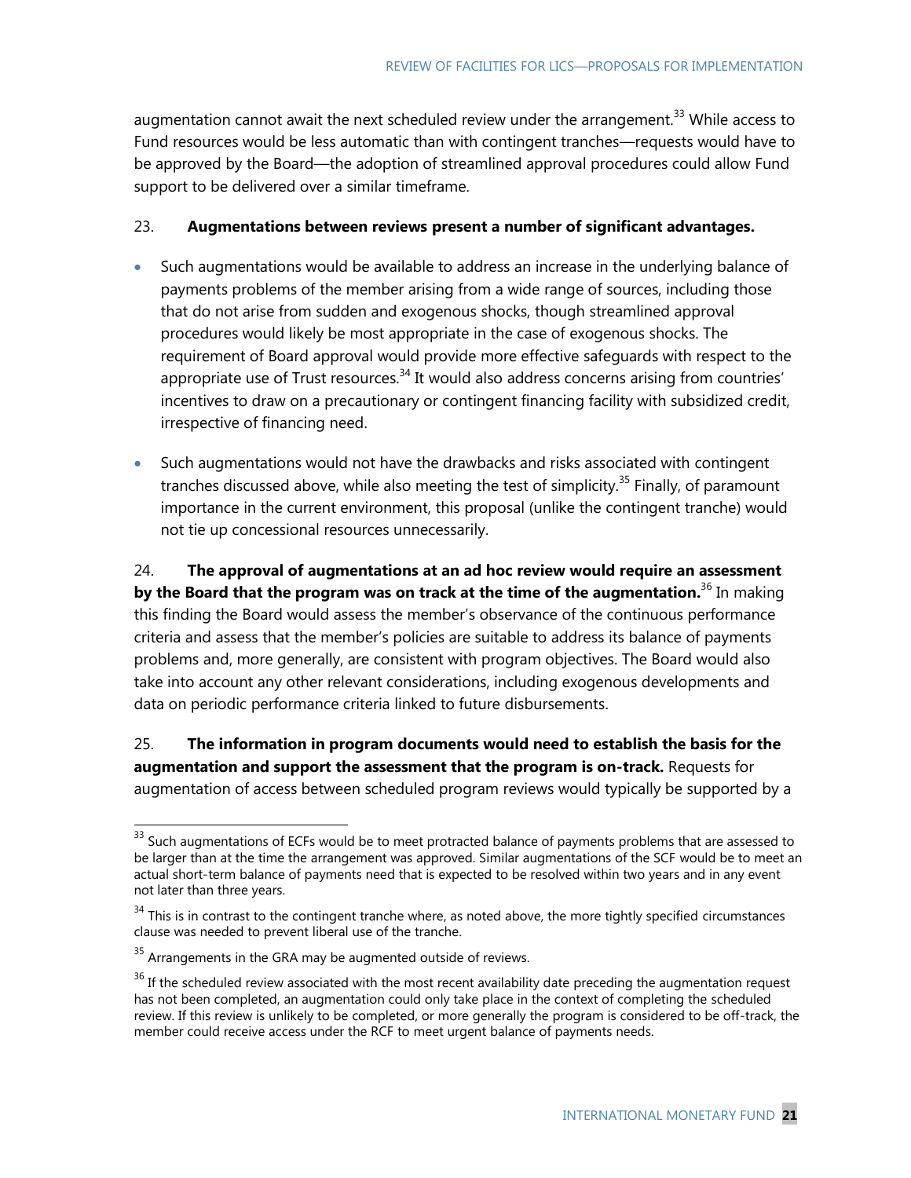augmentation cannot await the next scheduled review under the arrangement.[33] While access to Fund resources would be less automatic than with contingent tranches—requests would have to be approved by the Board—the adoption of streamlined approval procedures could allow Fund support to be delivered over a similar timeframe.

23. **Augmentations between reviews present a number of significant advantages.**

- Such augmentations would be available to address an increase in the underlying balance of payments problems of the member arising from a wide range of sources, including those that do not arise from sudden and exogenous shocks, though streamlined approval procedures would likely be most appropriate in the case of exogenous shocks. The requirement of Board approval would provide more effective safeguards with respect to the appropriate use of Trust resources.[34] It would also address concerns arising from countries' incentives to draw on a precautionary or contingent financing facility with subsidized credit, irrespective of financing need.
- Such augmentations would not have the drawbacks and risks associated with contingent tranches discussed above, while also meeting the test of simplicity.[35] Finally, of paramount importance in the current environment, this proposal (unlike the contingent tranche) would not tie up concessional resources unnecessarily.

24. **The approval of augmentations at an ad hoc review would require an assessment by the Board that the program was on track at the time of the augmentation.**[36] In making this finding the Board would assess the member's observance of the continuous performance criteria and assess that the member's policies are suitable to address its balance of payments problems and, more generally, are consistent with program objectives. The Board would also take into account any other relevant considerations, including exogenous developments and data on periodic performance criteria linked to future disbursements.

25. **The information in program documents would need to establish the basis for the augmentation and support the assessment that the program is on-track.** Requests for augmentation of access between scheduled program reviews would typically be supported by a

---

[33] Such augmentations of ECFs would be to meet protracted balance of payments problems that are assessed to be larger than at the time the arrangement was approved. Similar augmentations of the SCF would be to meet an actual short-term balance of payments need that is expected to be resolved within two years and in any event not later than three years.

[34] This is in contrast to the contingent tranche where, as noted above, the more tightly specified circumstances clause was needed to prevent liberal use of the tranche.

[35] Arrangements in the GRA may be augmented outside of reviews.

[36] If the scheduled review associated with the most recent availability date preceding the augmentation request has not been completed, an augmentation could only take place in the context of completing the scheduled review. If this review is unlikely to be completed, or more generally the program is considered to be off-track, the member could receive access under the RCF to meet urgent balance of payments needs.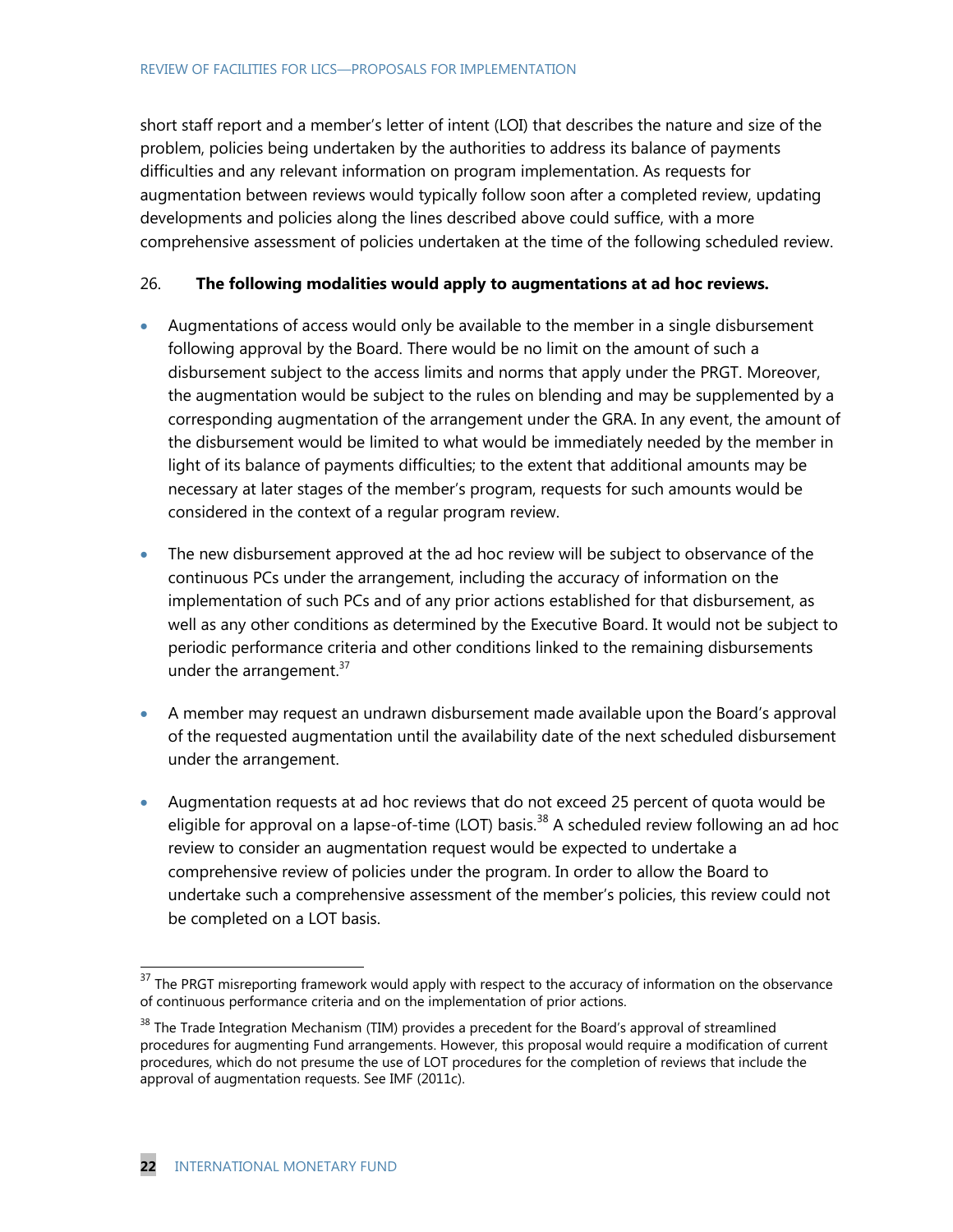short staff report and a member's letter of intent (LOI) that describes the nature and size of the problem, policies being undertaken by the authorities to address its balance of payments difficulties and any relevant information on program implementation. As requests for augmentation between reviews would typically follow soon after a completed review, updating developments and policies along the lines described above could suffice, with a more comprehensive assessment of policies undertaken at the time of the following scheduled review.

26. **The following modalities would apply to augmentations at ad hoc reviews.**

- Augmentations of access would only be available to the member in a single disbursement following approval by the Board. There would be no limit on the amount of such a disbursement subject to the access limits and norms that apply under the PRGT. Moreover, the augmentation would be subject to the rules on blending and may be supplemented by a corresponding augmentation of the arrangement under the GRA. In any event, the amount of the disbursement would be limited to what would be immediately needed by the member in light of its balance of payments difficulties; to the extent that additional amounts may be necessary at later stages of the member's program, requests for such amounts would be considered in the context of a regular program review.

- The new disbursement approved at the ad hoc review will be subject to observance of the continuous PCs under the arrangement, including the accuracy of information on the implementation of such PCs and of any prior actions established for that disbursement, as well as any other conditions as determined by the Executive Board. It would not be subject to periodic performance criteria and other conditions linked to the remaining disbursements under the arrangement.[37]

- A member may request an undrawn disbursement made available upon the Board's approval of the requested augmentation until the availability date of the next scheduled disbursement under the arrangement.

- Augmentation requests at ad hoc reviews that do not exceed 25 percent of quota would be eligible for approval on a lapse-of-time (LOT) basis.[38] A scheduled review following an ad hoc review to consider an augmentation request would be expected to undertake a comprehensive review of policies under the program. In order to allow the Board to undertake such a comprehensive assessment of the member's policies, this review could not be completed on a LOT basis.

[37] The PRGT misreporting framework would apply with respect to the accuracy of information on the observance of continuous performance criteria and on the implementation of prior actions.

[38] The Trade Integration Mechanism (TIM) provides a precedent for the Board's approval of streamlined procedures for augmenting Fund arrangements. However, this proposal would require a modification of current procedures, which do not presume the use of LOT procedures for the completion of reviews that include the approval of augmentation requests. See IMF (2011c).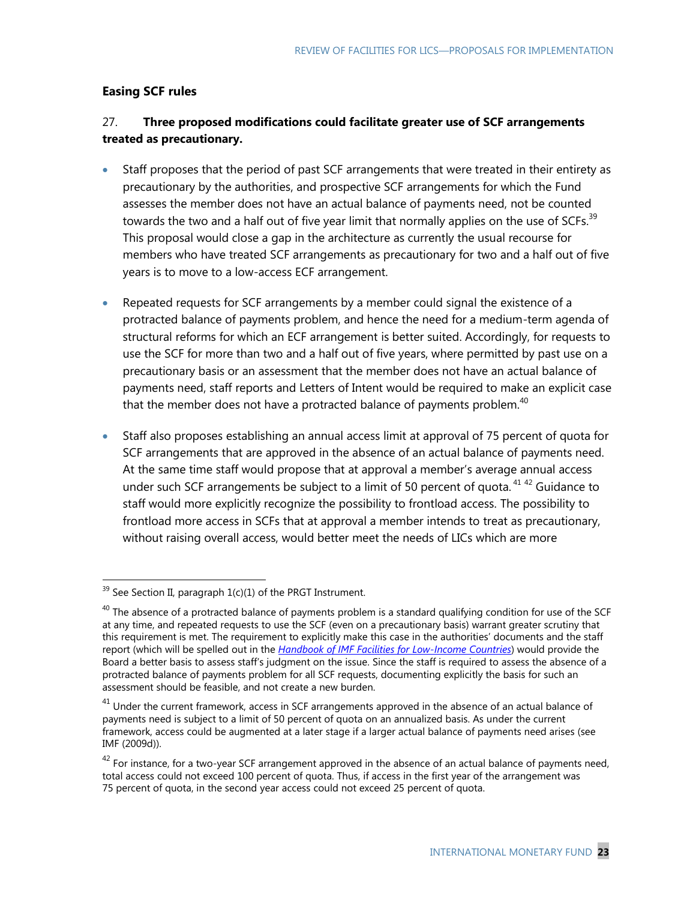### Easing SCF rules

27. **Three proposed modifications could facilitate greater use of SCF arrangements treated as precautionary.**

- Staff proposes that the period of past SCF arrangements that were treated in their entirety as precautionary by the authorities, and prospective SCF arrangements for which the Fund assesses the member does not have an actual balance of payments need, not be counted towards the two and a half out of five year limit that normally applies on the use of SCFs.[39] This proposal would close a gap in the architecture as currently the usual recourse for members who have treated SCF arrangements as precautionary for two and a half out of five years is to move to a low-access ECF arrangement.

- Repeated requests for SCF arrangements by a member could signal the existence of a protracted balance of payments problem, and hence the need for a medium-term agenda of structural reforms for which an ECF arrangement is better suited. Accordingly, for requests to use the SCF for more than two and a half out of five years, where permitted by past use on a precautionary basis or an assessment that the member does not have an actual balance of payments need, staff reports and Letters of Intent would be required to make an explicit case that the member does not have a protracted balance of payments problem.[40]

- Staff also proposes establishing an annual access limit at approval of 75 percent of quota for SCF arrangements that are approved in the absence of an actual balance of payments need. At the same time staff would propose that at approval a member's average annual access under such SCF arrangements be subject to a limit of 50 percent of quota.[41] [42] Guidance to staff would more explicitly recognize the possibility to frontload access. The possibility to frontload more access in SCFs that at approval a member intends to treat as precautionary, without raising overall access, would better meet the needs of LICs which are more

---

[39] See Section II, paragraph 1(c)(1) of the PRGT Instrument.

[40] The absence of a protracted balance of payments problem is a standard qualifying condition for use of the SCF at any time, and repeated requests to use the SCF (even on a precautionary basis) warrant greater scrutiny that this requirement is met. The requirement to explicitly make this case in the authorities' documents and the staff report (which will be spelled out in the *Handbook of IMF Facilities for Low-Income Countries*) would provide the Board a better basis to assess staff's judgment on the issue. Since the staff is required to assess the absence of a protracted balance of payments problem for all SCF requests, documenting explicitly the basis for such an assessment should be feasible, and not create a new burden.

[41] Under the current framework, access in SCF arrangements approved in the absence of an actual balance of payments need is subject to a limit of 50 percent of quota on an annualized basis. As under the current framework, access could be augmented at a later stage if a larger actual balance of payments need arises (see IMF (2009d)).

[42] For instance, for a two-year SCF arrangement approved in the absence of an actual balance of payments need, total access could not exceed 100 percent of quota. Thus, if access in the first year of the arrangement was 75 percent of quota, in the second year access could not exceed 25 percent of quota.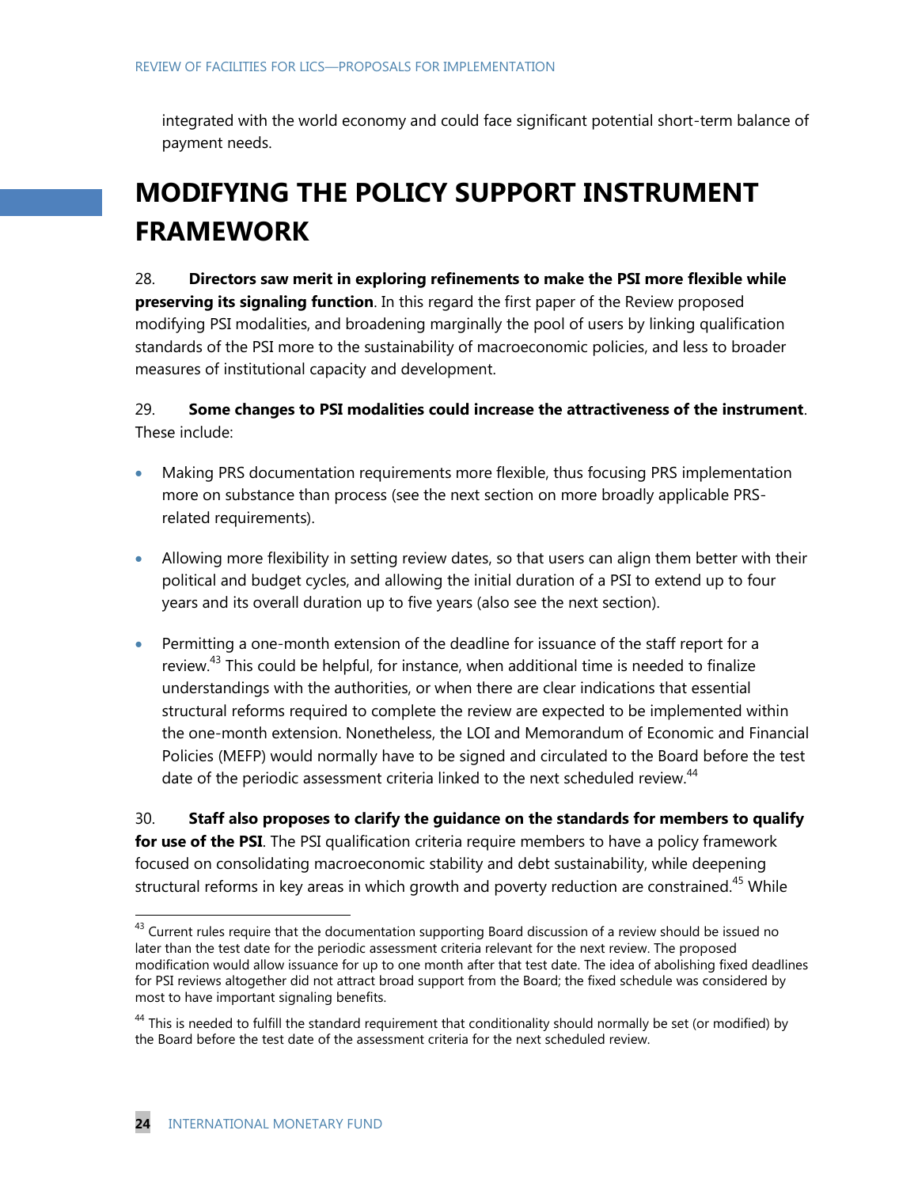integrated with the world economy and could face significant potential short-term balance of payment needs.

## MODIFYING THE POLICY SUPPORT INSTRUMENT FRAMEWORK

28. **Directors saw merit in exploring refinements to make the PSI more flexible while preserving its signaling function**. In this regard the first paper of the Review proposed modifying PSI modalities, and broadening marginally the pool of users by linking qualification standards of the PSI more to the sustainability of macroeconomic policies, and less to broader measures of institutional capacity and development.

29. **Some changes to PSI modalities could increase the attractiveness of the instrument**. These include:

- Making PRS documentation requirements more flexible, thus focusing PRS implementation more on substance than process (see the next section on more broadly applicable PRS-related requirements).
- Allowing more flexibility in setting review dates, so that users can align them better with their political and budget cycles, and allowing the initial duration of a PSI to extend up to four years and its overall duration up to five years (also see the next section).
- Permitting a one-month extension of the deadline for issuance of the staff report for a review.[43] This could be helpful, for instance, when additional time is needed to finalize understandings with the authorities, or when there are clear indications that essential structural reforms required to complete the review are expected to be implemented within the one-month extension. Nonetheless, the LOI and Memorandum of Economic and Financial Policies (MEFP) would normally have to be signed and circulated to the Board before the test date of the periodic assessment criteria linked to the next scheduled review.[44]

30. **Staff also proposes to clarify the guidance on the standards for members to qualify for use of the PSI**. The PSI qualification criteria require members to have a policy framework focused on consolidating macroeconomic stability and debt sustainability, while deepening structural reforms in key areas in which growth and poverty reduction are constrained.[45] While

---

[43] Current rules require that the documentation supporting Board discussion of a review should be issued no later than the test date for the periodic assessment criteria relevant for the next review. The proposed modification would allow issuance for up to one month after that test date. The idea of abolishing fixed deadlines for PSI reviews altogether did not attract broad support from the Board; the fixed schedule was considered by most to have important signaling benefits.

[44] This is needed to fulfill the standard requirement that conditionality should normally be set (or modified) by the Board before the test date of the assessment criteria for the next scheduled review.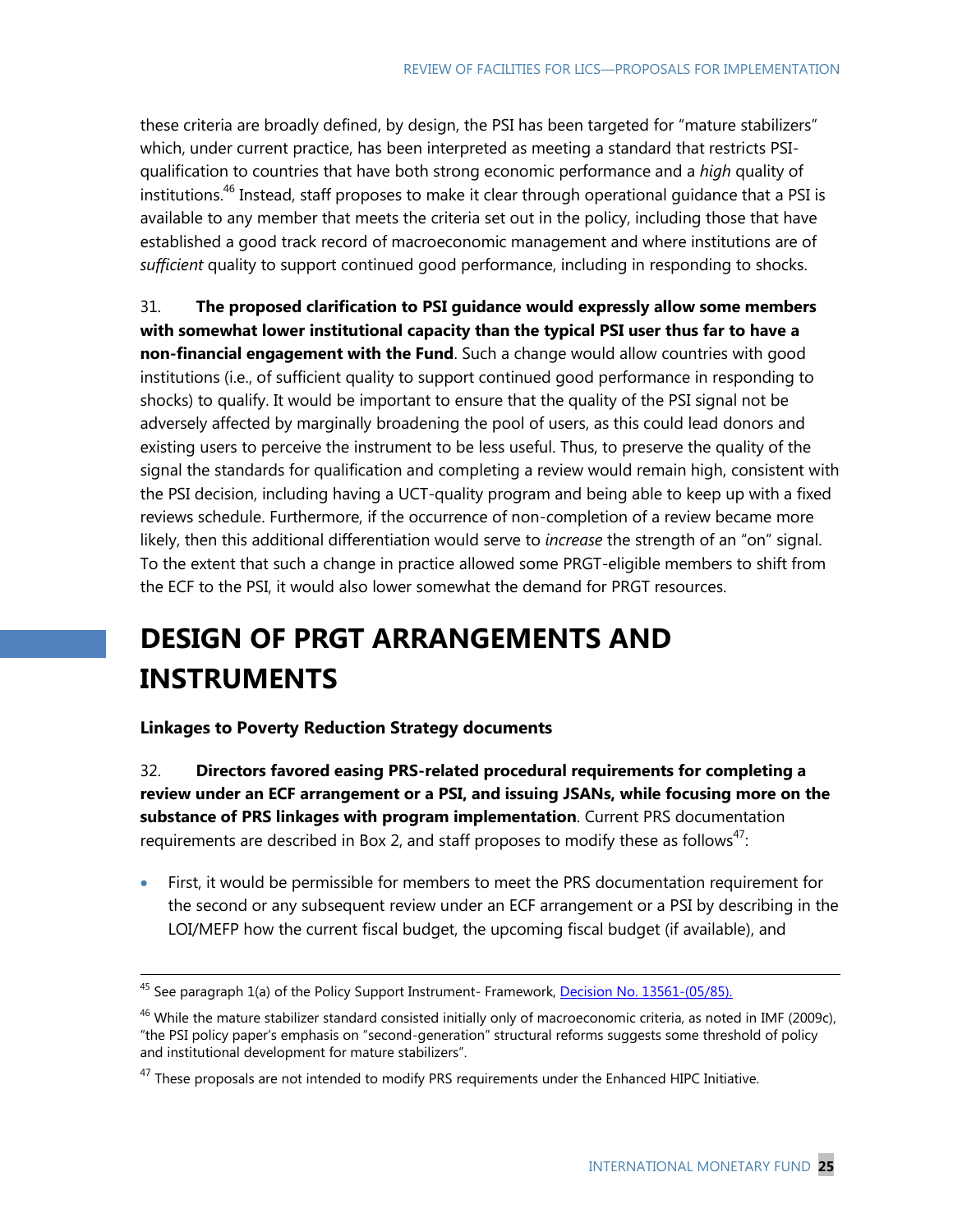these criteria are broadly defined, by design, the PSI has been targeted for "mature stabilizers" which, under current practice, has been interpreted as meeting a standard that restricts PSI-qualification to countries that have both strong economic performance and a *high* quality of institutions.[46] Instead, staff proposes to make it clear through operational guidance that a PSI is available to any member that meets the criteria set out in the policy, including those that have established a good track record of macroeconomic management and where institutions are of *sufficient* quality to support continued good performance, including in responding to shocks.

31. **The proposed clarification to PSI guidance would expressly allow some members with somewhat lower institutional capacity than the typical PSI user thus far to have a non-financial engagement with the Fund**. Such a change would allow countries with good institutions (i.e., of sufficient quality to support continued good performance in responding to shocks) to qualify. It would be important to ensure that the quality of the PSI signal not be adversely affected by marginally broadening the pool of users, as this could lead donors and existing users to perceive the instrument to be less useful. Thus, to preserve the quality of the signal the standards for qualification and completing a review would remain high, consistent with the PSI decision, including having a UCT-quality program and being able to keep up with a fixed reviews schedule. Furthermore, if the occurrence of non-completion of a review became more likely, then this additional differentiation would serve to *increase* the strength of an "on" signal. To the extent that such a change in practice allowed some PRGT-eligible members to shift from the ECF to the PSI, it would also lower somewhat the demand for PRGT resources.

# DESIGN OF PRGT ARRANGEMENTS AND INSTRUMENTS

### Linkages to Poverty Reduction Strategy documents

32. **Directors favored easing PRS-related procedural requirements for completing a review under an ECF arrangement or a PSI, and issuing JSANs, while focusing more on the substance of PRS linkages with program implementation**. Current PRS documentation requirements are described in Box 2, and staff proposes to modify these as follows[47]:

- First, it would be permissible for members to meet the PRS documentation requirement for the second or any subsequent review under an ECF arrangement or a PSI by describing in the LOI/MEFP how the current fiscal budget, the upcoming fiscal budget (if available), and

---

[45] See paragraph 1(a) of the Policy Support Instrument- Framework, Decision No. 13561-(05/85).

[46] While the mature stabilizer standard consisted initially only of macroeconomic criteria, as noted in IMF (2009c), "the PSI policy paper's emphasis on "second-generation" structural reforms suggests some threshold of policy and institutional development for mature stabilizers".

[47] These proposals are not intended to modify PRS requirements under the Enhanced HIPC Initiative.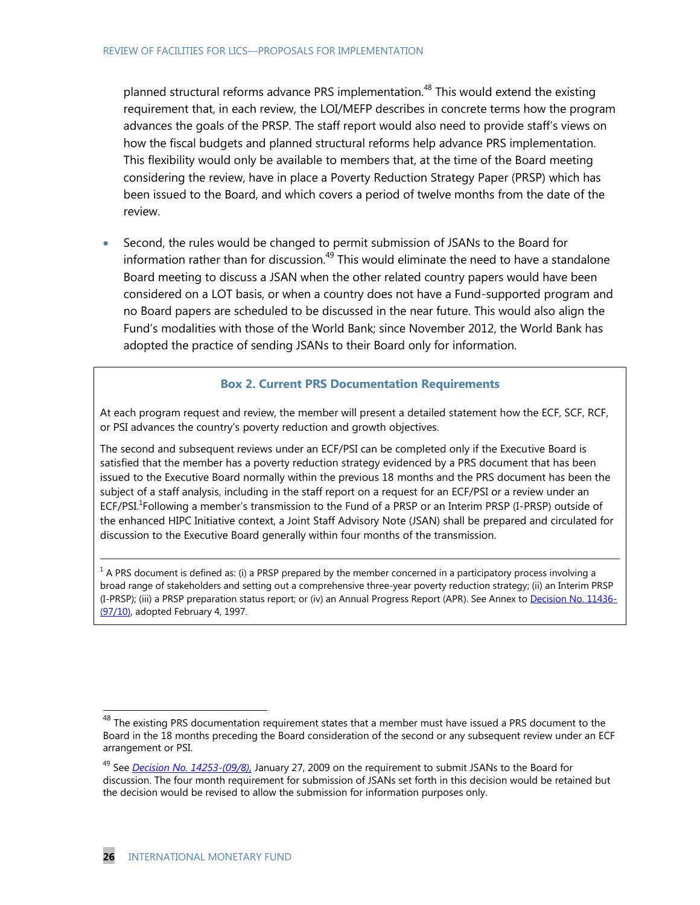planned structural reforms advance PRS implementation.[48] This would extend the existing requirement that, in each review, the LOI/MEFP describes in concrete terms how the program advances the goals of the PRSP. The staff report would also need to provide staff's views on how the fiscal budgets and planned structural reforms help advance PRS implementation. This flexibility would only be available to members that, at the time of the Board meeting considering the review, have in place a Poverty Reduction Strategy Paper (PRSP) which has been issued to the Board, and which covers a period of twelve months from the date of the review.

- Second, the rules would be changed to permit submission of JSANs to the Board for information rather than for discussion.[49] This would eliminate the need to have a standalone Board meeting to discuss a JSAN when the other related country papers would have been considered on a LOT basis, or when a country does not have a Fund-supported program and no Board papers are scheduled to be discussed in the near future. This would also align the Fund's modalities with those of the World Bank; since November 2012, the World Bank has adopted the practice of sending JSANs to their Board only for information.

### Box 2. Current PRS Documentation Requirements

At each program request and review, the member will present a detailed statement how the ECF, SCF, RCF, or PSI advances the country's poverty reduction and growth objectives.

The second and subsequent reviews under an ECF/PSI can be completed only if the Executive Board is satisfied that the member has a poverty reduction strategy evidenced by a PRS document that has been issued to the Executive Board normally within the previous 18 months and the PRS document has been the subject of a staff analysis, including in the staff report on a request for an ECF/PSI or a review under an ECF/PSI.[1] Following a member's transmission to the Fund of a PRSP or an Interim PRSP (I-PRSP) outside of the enhanced HIPC Initiative context, a Joint Staff Advisory Note (JSAN) shall be prepared and circulated for discussion to the Executive Board generally within four months of the transmission.

[1] A PRS document is defined as: (i) a PRSP prepared by the member concerned in a participatory process involving a broad range of stakeholders and setting out a comprehensive three-year poverty reduction strategy; (ii) an Interim PRSP (I-PRSP); (iii) a PRSP preparation status report; or (iv) an Annual Progress Report (APR). See Annex to Decision No. 11436-(97/10), adopted February 4, 1997.

---

[48] The existing PRS documentation requirement states that a member must have issued a PRS document to the Board in the 18 months preceding the Board consideration of the second or any subsequent review under an ECF arrangement or PSI.

[49] See *Decision No. 14253-(09/8),* January 27, 2009 on the requirement to submit JSANs to the Board for discussion. The four month requirement for submission of JSANs set forth in this decision would be retained but the decision would be revised to allow the submission for information purposes only.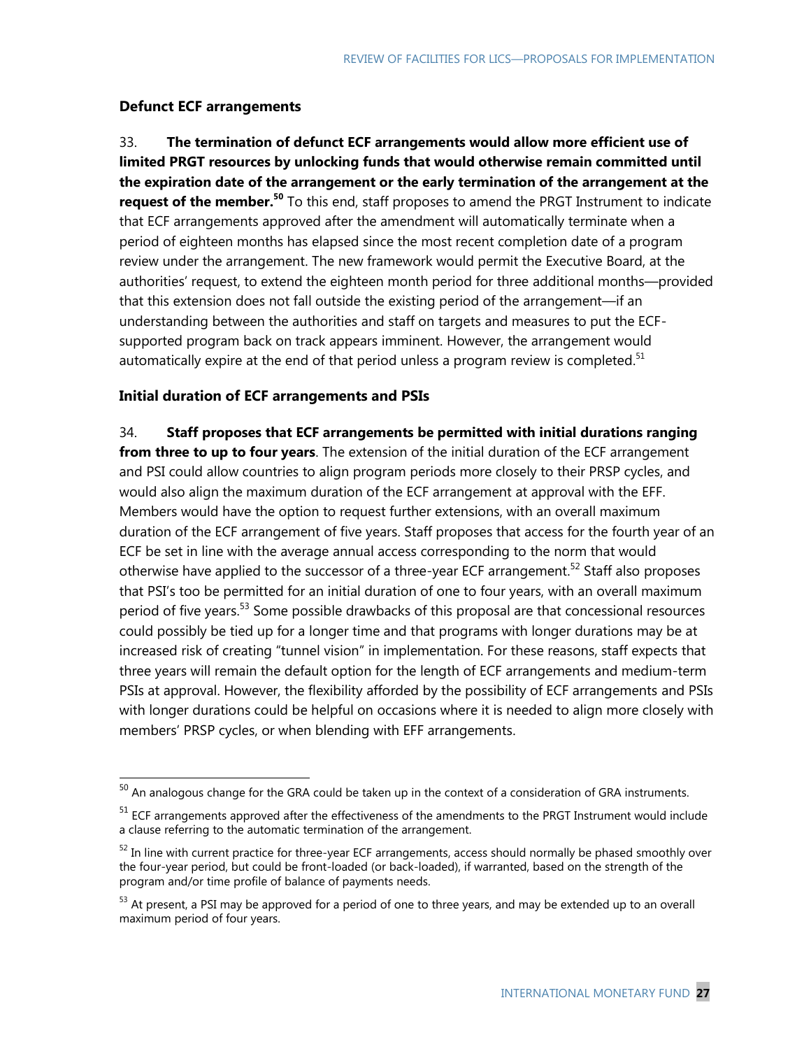### Defunct ECF arrangements

33. **The termination of defunct ECF arrangements would allow more efficient use of limited PRGT resources by unlocking funds that would otherwise remain committed until the expiration date of the arrangement or the early termination of the arrangement at the request of the member.**[50] To this end, staff proposes to amend the PRGT Instrument to indicate that ECF arrangements approved after the amendment will automatically terminate when a period of eighteen months has elapsed since the most recent completion date of a program review under the arrangement. The new framework would permit the Executive Board, at the authorities' request, to extend the eighteen month period for three additional months—provided that this extension does not fall outside the existing period of the arrangement—if an understanding between the authorities and staff on targets and measures to put the ECF-supported program back on track appears imminent. However, the arrangement would automatically expire at the end of that period unless a program review is completed.[51]

### Initial duration of ECF arrangements and PSIs

34. **Staff proposes that ECF arrangements be permitted with initial durations ranging from three to up to four years**. The extension of the initial duration of the ECF arrangement and PSI could allow countries to align program periods more closely to their PRSP cycles, and would also align the maximum duration of the ECF arrangement at approval with the EFF. Members would have the option to request further extensions, with an overall maximum duration of the ECF arrangement of five years. Staff proposes that access for the fourth year of an ECF be set in line with the average annual access corresponding to the norm that would otherwise have applied to the successor of a three-year ECF arrangement.[52] Staff also proposes that PSI's too be permitted for an initial duration of one to four years, with an overall maximum period of five years.[53] Some possible drawbacks of this proposal are that concessional resources could possibly be tied up for a longer time and that programs with longer durations may be at increased risk of creating "tunnel vision" in implementation. For these reasons, staff expects that three years will remain the default option for the length of ECF arrangements and medium-term PSIs at approval. However, the flexibility afforded by the possibility of ECF arrangements and PSIs with longer durations could be helpful on occasions where it is needed to align more closely with members' PRSP cycles, or when blending with EFF arrangements.

---

[50] An analogous change for the GRA could be taken up in the context of a consideration of GRA instruments.

[51] ECF arrangements approved after the effectiveness of the amendments to the PRGT Instrument would include a clause referring to the automatic termination of the arrangement.

[52] In line with current practice for three-year ECF arrangements, access should normally be phased smoothly over the four-year period, but could be front-loaded (or back-loaded), if warranted, based on the strength of the program and/or time profile of balance of payments needs.

[53] At present, a PSI may be approved for a period of one to three years, and may be extended up to an overall maximum period of four years.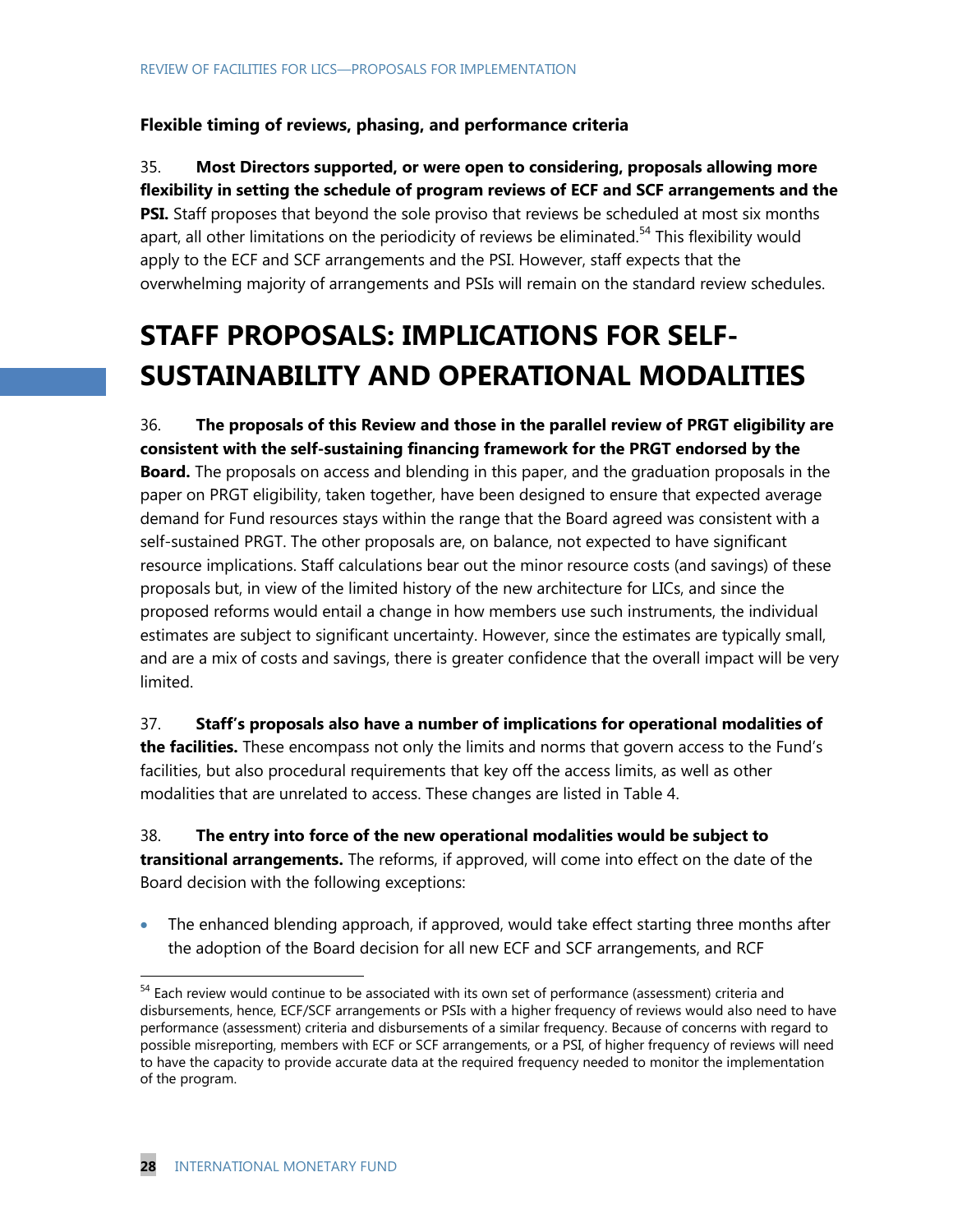### Flexible timing of reviews, phasing, and performance criteria

35. **Most Directors supported, or were open to considering, proposals allowing more flexibility in setting the schedule of program reviews of ECF and SCF arrangements and the PSI.** Staff proposes that beyond the sole proviso that reviews be scheduled at most six months apart, all other limitations on the periodicity of reviews be eliminated.[54] This flexibility would apply to the ECF and SCF arrangements and the PSI. However, staff expects that the overwhelming majority of arrangements and PSIs will remain on the standard review schedules.

# STAFF PROPOSALS: IMPLICATIONS FOR SELF-SUSTAINABILITY AND OPERATIONAL MODALITIES

36. **The proposals of this Review and those in the parallel review of PRGT eligibility are consistent with the self-sustaining financing framework for the PRGT endorsed by the Board.** The proposals on access and blending in this paper, and the graduation proposals in the paper on PRGT eligibility, taken together, have been designed to ensure that expected average demand for Fund resources stays within the range that the Board agreed was consistent with a self-sustained PRGT. The other proposals are, on balance, not expected to have significant resource implications. Staff calculations bear out the minor resource costs (and savings) of these proposals but, in view of the limited history of the new architecture for LICs, and since the proposed reforms would entail a change in how members use such instruments, the individual estimates are subject to significant uncertainty. However, since the estimates are typically small, and are a mix of costs and savings, there is greater confidence that the overall impact will be very limited.

37. **Staff's proposals also have a number of implications for operational modalities of the facilities.** These encompass not only the limits and norms that govern access to the Fund's facilities, but also procedural requirements that key off the access limits, as well as other modalities that are unrelated to access. These changes are listed in Table 4.

38. **The entry into force of the new operational modalities would be subject to transitional arrangements.** The reforms, if approved, will come into effect on the date of the Board decision with the following exceptions:

- The enhanced blending approach, if approved, would take effect starting three months after the adoption of the Board decision for all new ECF and SCF arrangements, and RCF

[54] Each review would continue to be associated with its own set of performance (assessment) criteria and disbursements, hence, ECF/SCF arrangements or PSIs with a higher frequency of reviews would also need to have performance (assessment) criteria and disbursements of a similar frequency. Because of concerns with regard to possible misreporting, members with ECF or SCF arrangements, or a PSI, of higher frequency of reviews will need to have the capacity to provide accurate data at the required frequency needed to monitor the implementation of the program.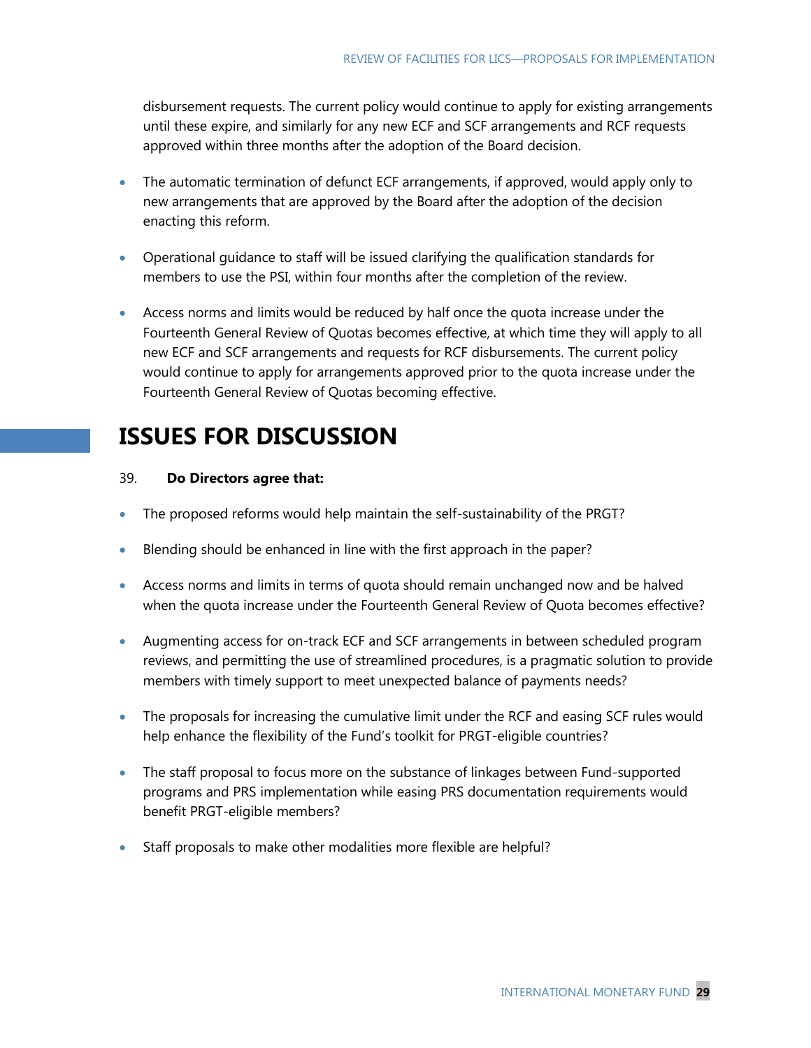disbursement requests. The current policy would continue to apply for existing arrangements until these expire, and similarly for any new ECF and SCF arrangements and RCF requests approved within three months after the adoption of the Board decision.

- The automatic termination of defunct ECF arrangements, if approved, would apply only to new arrangements that are approved by the Board after the adoption of the decision enacting this reform.

- Operational guidance to staff will be issued clarifying the qualification standards for members to use the PSI, within four months after the completion of the review.

- Access norms and limits would be reduced by half once the quota increase under the Fourteenth General Review of Quotas becomes effective, at which time they will apply to all new ECF and SCF arrangements and requests for RCF disbursements. The current policy would continue to apply for arrangements approved prior to the quota increase under the Fourteenth General Review of Quotas becoming effective.

# ISSUES FOR DISCUSSION

39. **Do Directors agree that:**

- The proposed reforms would help maintain the self-sustainability of the PRGT?

- Blending should be enhanced in line with the first approach in the paper?

- Access norms and limits in terms of quota should remain unchanged now and be halved when the quota increase under the Fourteenth General Review of Quota becomes effective?

- Augmenting access for on-track ECF and SCF arrangements in between scheduled program reviews, and permitting the use of streamlined procedures, is a pragmatic solution to provide members with timely support to meet unexpected balance of payments needs?

- The proposals for increasing the cumulative limit under the RCF and easing SCF rules would help enhance the flexibility of the Fund's toolkit for PRGT-eligible countries?

- The staff proposal to focus more on the substance of linkages between Fund-supported programs and PRS implementation while easing PRS documentation requirements would benefit PRGT-eligible members?

- Staff proposals to make other modalities more flexible are helpful?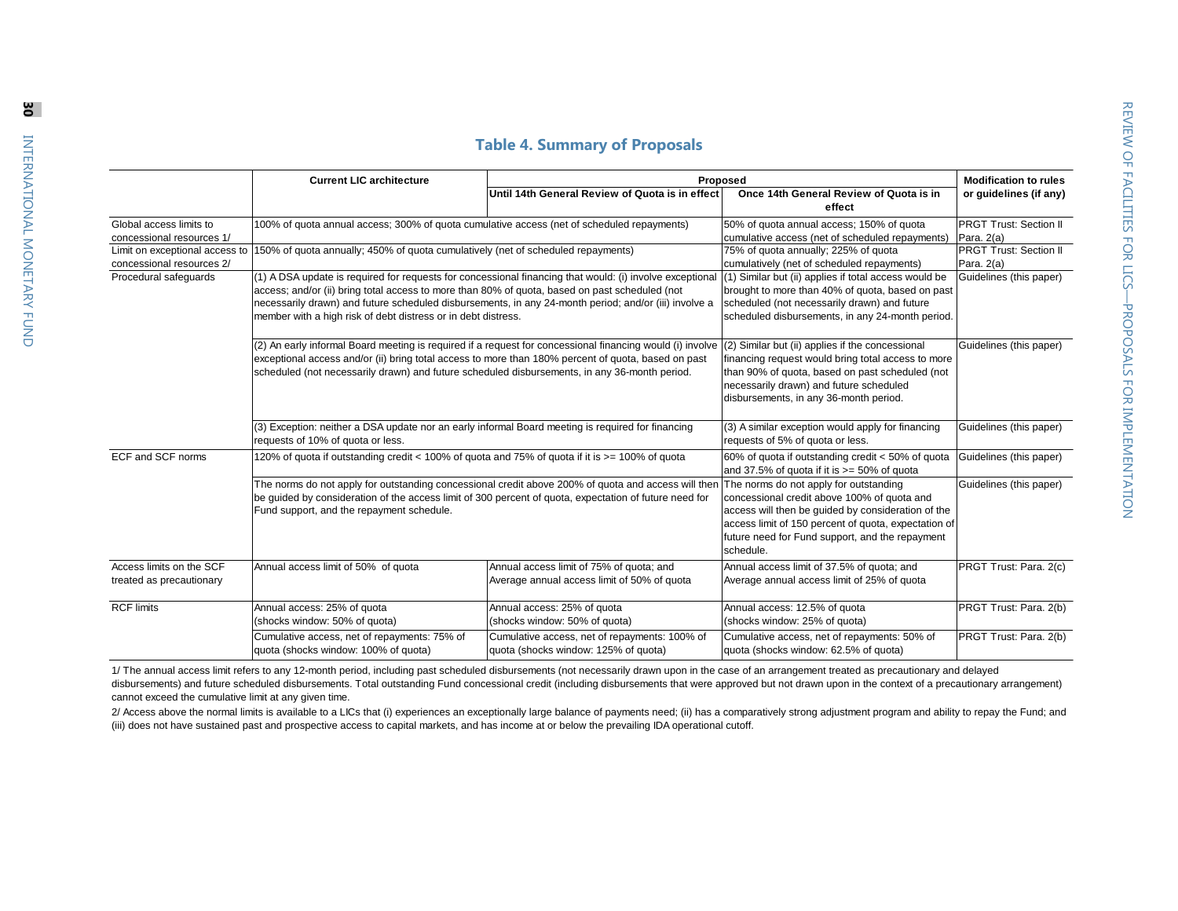## Table 4. Summary of Proposals

| | Current LIC architecture | Proposed | | Modification to rules or guidelines (if any) |
|---|---|---|---|---|
| | | Until 14th General Review of Quota is in effect | Once 14th General Review of Quota is in effect | |
| Global access limits to concessional resources 1/ | 100% of quota annual access; 300% of quota cumulative access (net of scheduled repayments) | | 50% of quota annual access; 150% of quota cumulative access (net of scheduled repayments) | PRGT Trust: Section II Para. 2(a) |
| Limit on exceptional access to concessional resources 2/ | 150% of quota annually; 450% of quota cumulatively (net of scheduled repayments) | | 75% of quota annually; 225% of quota cumulatively (net of scheduled repayments) | PRGT Trust: Section II Para. 2(a) |
| Procedural safeguards | (1) A DSA update is required for requests for concessional financing that would: (i) involve exceptional access; and/or (ii) bring total access to more than 80% of quota, based on past scheduled (not necessarily drawn) and future scheduled disbursements, in any 24-month period; and/or (iii) involve a member with a high risk of debt distress or in debt distress. | | (1) Similar but (ii) applies if total access would be brought to more than 40% of quota, based on past scheduled (not necessarily drawn) and future scheduled disbursements, in any 24-month period. | Guidelines (this paper) |
| | (2) An early informal Board meeting is required if a request for concessional financing would (i) involve exceptional access and/or (ii) bring total access to more than 180% percent of quota, based on past scheduled (not necessarily drawn) and future scheduled disbursements, in any 36-month period. | | (2) Similar but (ii) applies if the concessional financing request would bring total access to more than 90% of quota, based on past scheduled (not necessarily drawn) and future scheduled disbursements, in any 36-month period. | Guidelines (this paper) |
| | (3) Exception: neither a DSA update nor an early informal Board meeting is required for financing requests of 10% of quota or less. | | (3) A similar exception would apply for financing requests of 5% of quota or less. | Guidelines (this paper) |
| ECF and SCF norms | 120% of quota if outstanding credit < 100% of quota and 75% of quota if it is >= 100% of quota | | 60% of quota if outstanding credit < 50% of quota and 37.5% of quota if it is >= 50% of quota | Guidelines (this paper) |
| | The norms do not apply for outstanding concessional credit above 200% of quota and access will then be guided by consideration of the access limit of 300 percent of quota, expectation of future need for Fund support, and the repayment schedule. | | The norms do not apply for outstanding concessional credit above 100% of quota and access will then be guided by consideration of the access limit of 150 percent of quota, expectation of future need for Fund support, and the repayment schedule. | Guidelines (this paper) |
| Access limits on the SCF treated as precautionary | Annual access limit of 50% of quota | Annual access limit of 75% of quota; and Average annual access limit of 50% of quota | Annual access limit of 37.5% of quota; and Average annual access limit of 25% of quota | PRGT Trust: Para. 2(c) |
| RCF limits | Annual access: 25% of quota (shocks window: 50% of quota) | Annual access: 25% of quota (shocks window: 50% of quota) | Annual access: 12.5% of quota (shocks window: 25% of quota) | PRGT Trust: Para. 2(b) |
| | Cumulative access, net of repayments: 75% of quota (shocks window: 100% of quota) | Cumulative access, net of repayments: 100% of quota (shocks window: 125% of quota) | Cumulative access, net of repayments: 50% of quota (shocks window: 62.5% of quota) | PRGT Trust: Para. 2(b) |

1/ The annual access limit refers to any 12-month period, including past scheduled disbursements (not necessarily drawn upon in the case of an arrangement treated as precautionary and delayed disbursements) and future scheduled disbursements. Total outstanding Fund concessional credit (including disbursements that were approved but not drawn upon in the context of a precautionary arrangement) cannot exceed the cumulative limit at any given time.

2/ Access above the normal limits is available to a LICs that (i) experiences an exceptionally large balance of payments need; (ii) has a comparatively strong adjustment program and ability to repay the Fund; and (iii) does not have sustained past and prospective access to capital markets, and has income at or below the prevailing IDA operational cutoff.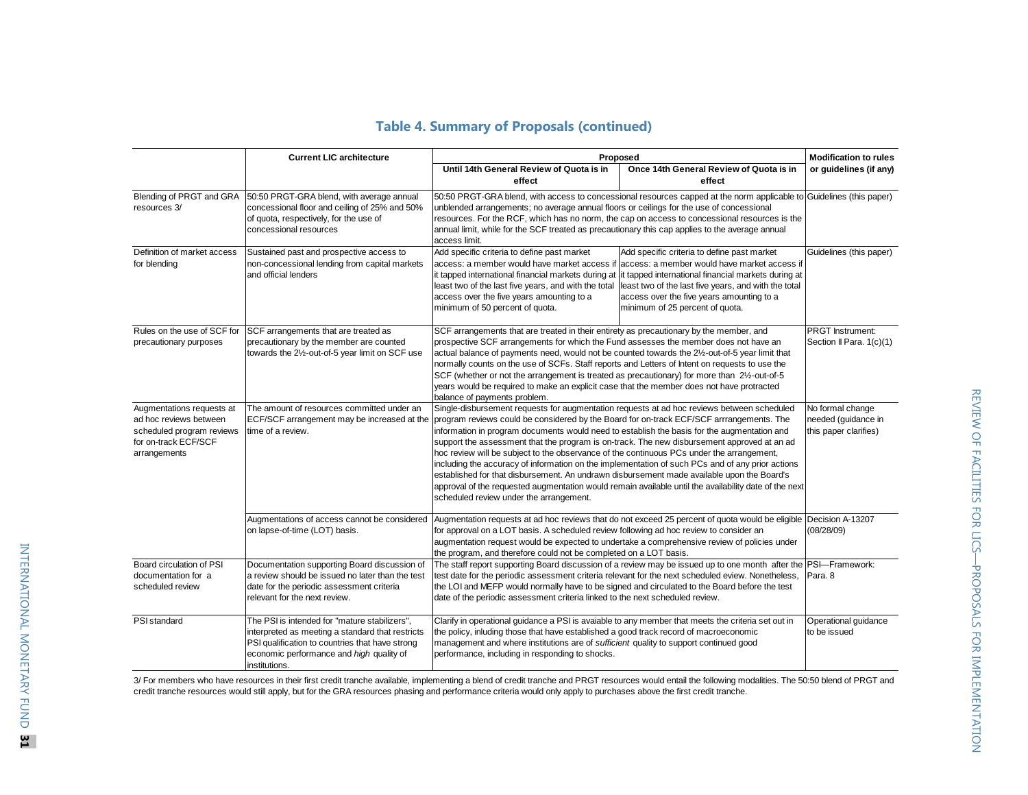## Table 4. Summary of Proposals (continued)

| | Current LIC architecture | Proposed | | Modification to rules or guidelines (if any) |
|---|---|---|---|---|
| | | Until 14th General Review of Quota is in effect | Once 14th General Review of Quota is in effect | |
| Blending of PRGT and GRA resources 3/ | 50:50 PRGT-GRA blend, with average annual concessional floor and ceiling of 25% and 50% of quota, respectively, for the use of concessional resources | 50:50 PRGT-GRA blend, with access to concessional resources capped at the norm applicable to unblended arrangements; no average annual floors or ceilings for the use of concessional resources. For the RCF, which has no norm, the cap on access to concessional resources is the annual limit, while for the SCF treated as precautionary this cap applies to the average annual access limit. | | Guidelines (this paper) |
| Definition of market access for blending | Sustained past and prospective access to non-concessional lending from capital markets and official lenders | Add specific criteria to define past market access: a member would have market access if it tapped international financial markets during at least two of the last five years, and with the total access over the five years amounting to a minimum of 50 percent of quota. | Add specific criteria to define past market access: a member would have market access if it tapped international financial markets during at least two of the last five years, and with the total access over the five years amounting to a minimum of 25 percent of quota. | Guidelines (this paper) |
| Rules on the use of SCF for precautionary purposes | SCF arrangements that are treated as precautionary by the member are counted towards the 2½-out-of-5 year limit on SCF use | SCF arrangements that are treated in their entirety as precautionary by the member, and prospective SCF arrangements for which the Fund assesses the member does not have an actual balance of payments need, would not be counted towards the 2½-out-of-5 year limit that normally counts on the use of SCFs. Staff reports and Letters of Intent on requests to use the SCF (whether or not the arrangement is treated as precautionary) for more than 2½-out-of-5 years would be required to make an explicit case that the member does not have protracted balance of payments problem. | | PRGT Instrument: Section II Para. 1(c)(1) |
| Augmentations requests at ad hoc reviews between scheduled program reviews for on-track ECF/SCF arrangements | The amount of resources committed under an ECF/SCF arrangement may be increased at the time of a review. | Single-disbursement requests for augmentation requests at ad hoc reviews between scheduled program reviews could be considered by the Board for on-track ECF/SCF arrrangements. The information in program documents would need to establish the basis for the augmentation and support the assessment that the program is on-track. The new disbursement approved at an ad hoc review will be subject to the observance of the continuous PCs under the arrangement, including the accuracy of information on the implementation of such PCs and of any prior actions established for that disbursement. An undrawn disbursement made available upon the Board's approval of the requested augmentation would remain available until the availability date of the next scheduled review under the arrangement. | | No formal change needed (guidance in this paper clarifies) |
| | Augmentations of access cannot be considered on lapse-of-time (LOT) basis. | Augmentation requests at ad hoc reviews that do not exceed 25 percent of quota would be eligible for approval on a LOT basis. A scheduled review following ad hoc review to consider an augmentation request would be expected to undertake a comprehensive review of policies under the program, and therefore could not be completed on a LOT basis. | | Decision A-13207 (08/28/09) |
| Board circulation of PSI documentation for a scheduled review | Documentation supporting Board discussion of a review should be issued no later than the test date for the periodic assessment criteria relevant for the next review. | The staff report supporting Board discussion of a review may be issued up to one month after the test date for the periodic assessment criteria relevant for the next scheduled eview. Nonetheless, the LOI and MEFP would normally have to be signed and circulated to the Board before the test date of the periodic assessment criteria linked to the next scheduled review. | | PSI—Framework: Para. 8 |
| PSI standard | The PSI is intended for "mature stabilizers", interpreted as meeting a standard that restricts PSI qualification to countries that have strong economic performance and *high* quality of institutions. | Clarify in operational guidance a PSI is avaiable to any member that meets the criteria set out in the policy, inluding those that have established a good track record of macroeconomic management and where institutions are of *sufficient* quality to support continued good performance, including in responding to shocks. | | Operational guidance to be issued |

3/ For members who have resources in their first credit tranche available, implementing a blend of credit tranche and PRGT resources would entail the following modalities. The 50:50 blend of PRGT and credit tranche resources would still apply, but for the GRA resources phasing and performance criteria would only apply to purchases above the first credit tranche.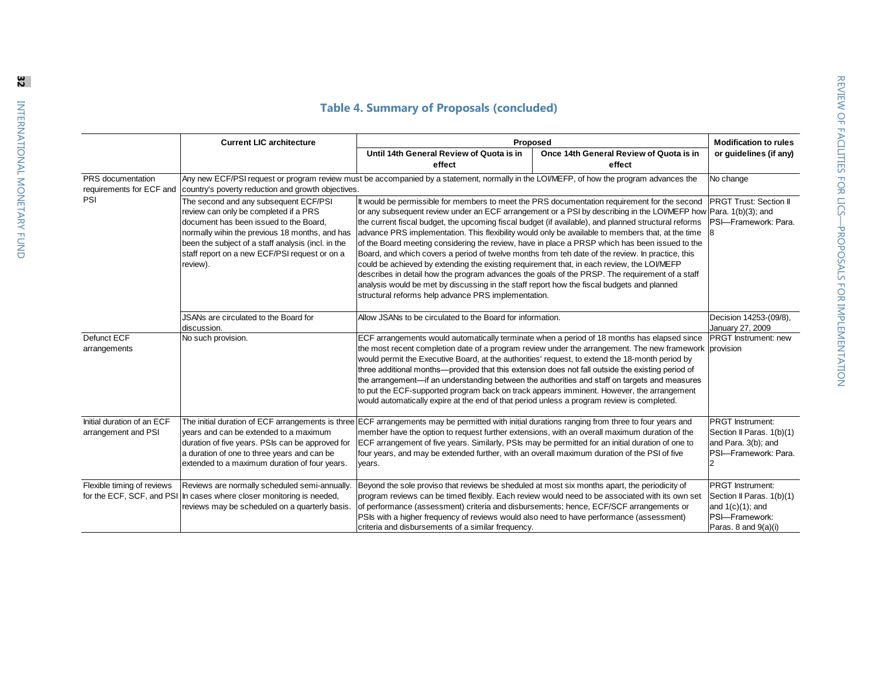### Table 4. Summary of Proposals (concluded)

| | Current LIC architecture | Proposed | | Modification to rules or guidelines (if any) |
|---|---|---|---|---|
| | | Until 14th General Review of Quota is in effect | Once 14th General Review of Quota is in effect | |
| PRS documentation requirements for ECF and PSI | Any new ECF/PSI request or program review must be accompanied by a statement, normally in the LOI/MEFP, of how the program advances the country's poverty reduction and growth objectives. | | | No change |
| | The second and any subsequent ECF/PSI review can only be completed if a PRS document has been issued to the Board, normally wihin the previous 18 months, and has been the subject of a staff analysis (incl. in the staff report on a new ECF/PSI request or on a review). | It would be permissible for members to meet the PRS documentation requirement for the second or any subsequent review under an ECF arrangement or a PSI by describing in the LOI/MEFP how the current fiscal budget, the upcoming fiscal budget (if available), and planned structural reforms advance PRS implementation. This flexibility would only be available to members that, at the time of the Board meeting considering the review, have in place a PRSP which has been issued to the Board, and which covers a period of twelve months from teh date of the review. In practice, this could be achieved by extending the existing requirement that, in each review, the LOI/MEFP describes in detail how the program advances the goals of the PRSP. The requirement of a staff analysis would be met by discussing in the staff report how the fiscal budgets and planned structural reforms help advance PRS implementation. | | PRGT Trust: Section II Para. 1(b)(3); and PSI—Framework: Para. 8 |
| | JSANs are circulated to the Board for discussion. | Allow JSANs to be circulated to the Board for information. | | Decision 14253-(09/8), January 27, 2009 |
| Defunct ECF arrangements | No such provision. | ECF arrangements would automatically terminate when a period of 18 months has elapsed since the most recent completion date of a program review under the arrangement. The new framework would permit the Executive Board, at the authorities' request, to extend the 18-month period by three additional months—provided that this extension does not fall outside the existing period of the arrangement—if an understanding between the authorities and staff on targets and measures to put the ECF-supported program back on track appears imminent. However, the arrangement would automatically expire at the end of that period unless a program review is completed. | | PRGT Instrument: new provision |
| Initial duration of an ECF arrangement and PSI | The initial duration of ECF arrangements is three years and can be extended to a maximum duration of five years. PSIs can be approved for a duration of one to three years and can be extended to a maximum duration of four years. | ECF arrangements may be permitted with initial durations ranging from three to four years and member have the option to request further extensions, with an overall maximum duration of the ECF arrangement of five years. Similarly, PSIs may be permitted for an initial duration of one to four years, and may be extended further, with an overall maximum duration of the PSI of five years. | | PRGT Instrument: Section II Paras. 1(b)(1) and Para. 3(b); and PSI—Framework: Para. 2 |
| Flexible timing of reviews for the ECF, SCF, and PSI | Reviews are normally scheduled semi-annually. In cases where closer monitoring is needed, reviews may be scheduled on a quarterly basis. | Beyond the sole proviso that reviews be sheduled at most six months apart, the periodicity of program reviews can be timed flexibly. Each review would need to be associated with its own set of performance (assessment) criteria and disbursements; hence, ECF/SCF arrangements or PSIs with a higher frequency of reviews would also need to have performance (assessment) criteria and disbursements of a similar frequency. | | PRGT Instrument: Section II Paras. 1(b)(1) and 1(c)(1); and PSI—Framework: Paras. 8 and 9(a)(i) |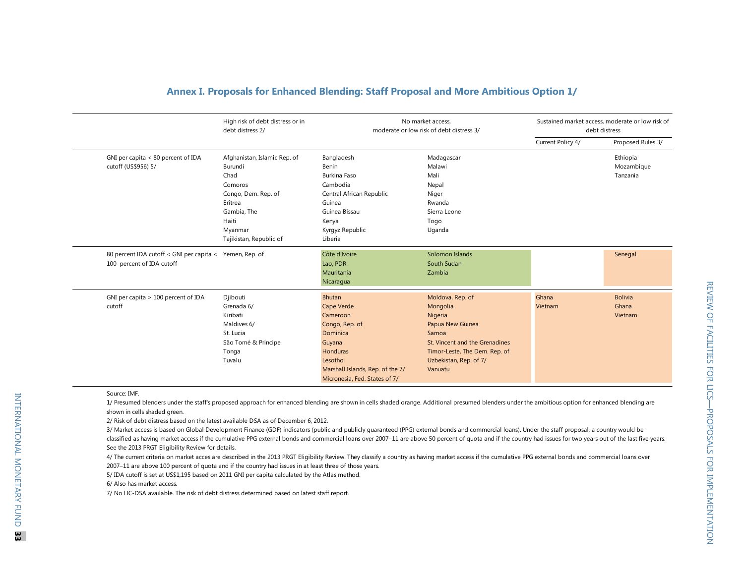## Annex I. Proposals for Enhanced Blending: Staff Proposal and More Ambitious Option 1/

| | High risk of debt distress or in debt distress 2/ | No market access, moderate or low risk of debt distress 3/ | | Sustained market access, moderate or low risk of debt distress | |
|---|---|---|---|---|---|
| | | | | Current Policy 4/ | Proposed Rules 3/ |
| GNI per capita < 80 percent of IDA cutoff (US$956) 5/ | Afghanistan, Islamic Rep. of<br>Burundi<br>Chad<br>Comoros<br>Congo, Dem. Rep. of<br>Eritrea<br>Gambia, The<br>Haiti<br>Myanmar<br>Tajikistan, Republic of | Bangladesh<br>Benin<br>Burkina Faso<br>Cambodia<br>Central African Republic<br>Guinea<br>Guinea Bissau<br>Kenya<br>Kyrgyz Republic<br>Liberia | Madagascar<br>Malawi<br>Mali<br>Nepal<br>Niger<br>Rwanda<br>Sierra Leone<br>Togo<br>Uganda | | Ethiopia<br>Mozambique<br>Tanzania |
| 80 percent IDA cutoff < GNI per capita < 100 percent of IDA cutoff | Yemen, Rep. of | Côte d'Ivoire<br>Lao, PDR<br>Mauritania<br>Nicaragua | Solomon Islands<br>South Sudan<br>Zambia | | Senegal |
| GNI per capita > 100 percent of IDA cutoff | Djibouti<br>Grenada 6/<br>Kiribati<br>Maldives 6/<br>St. Lucia<br>São Tomé & Príncipe<br>Tonga<br>Tuvalu | Bhutan<br>Cape Verde<br>Cameroon<br>Congo, Rep. of<br>Dominica<br>Guyana<br>Honduras<br>Lesotho<br>Marshall Islands, Rep. of the 7/<br>Micronesia, Fed. States of 7/ | Moldova, Rep. of<br>Mongolia<br>Nigeria<br>Papua New Guinea<br>Samoa<br>St. Vincent and the Grenadines<br>Timor-Leste, The Dem. Rep. of<br>Uzbekistan, Rep. of 7/<br>Vanuatu | Ghana<br>Vietnam | Bolivia<br>Ghana<br>Vietnam |

Source: IMF.

1/ Presumed blenders under the staff's proposed approach for enhanced blending are shown in cells shaded orange. Additional presumed blenders under the ambitious option for enhanced blending are shown in cells shaded green.

2/ Risk of debt distress based on the latest available DSA as of December 6, 2012.

3/ Market access is based on Global Development Finance (GDF) indicators (public and publicly guaranteed (PPG) external bonds and commercial loans). Under the staff proposal, a country would be classified as having market access if the cumulative PPG external bonds and commercial loans over 2007–11 are above 50 percent of quota and if the country had issues for two years out of the last five years. See the 2013 PRGT Eligibility Review for details.

4/ The current criteria on market acces are described in the 2013 PRGT Eligibility Review. They classify a country as having market access if the cumulative PPG external bonds and commercial loans over 2007–11 are above 100 percent of quota and if the country had issues in at least three of those years.

5/ IDA cutoff is set at US$1,195 based on 2011 GNI per capita calculated by the Atlas method.

6/ Also has market access.

7/ No LIC-DSA available. The risk of debt distress determined based on latest staff report.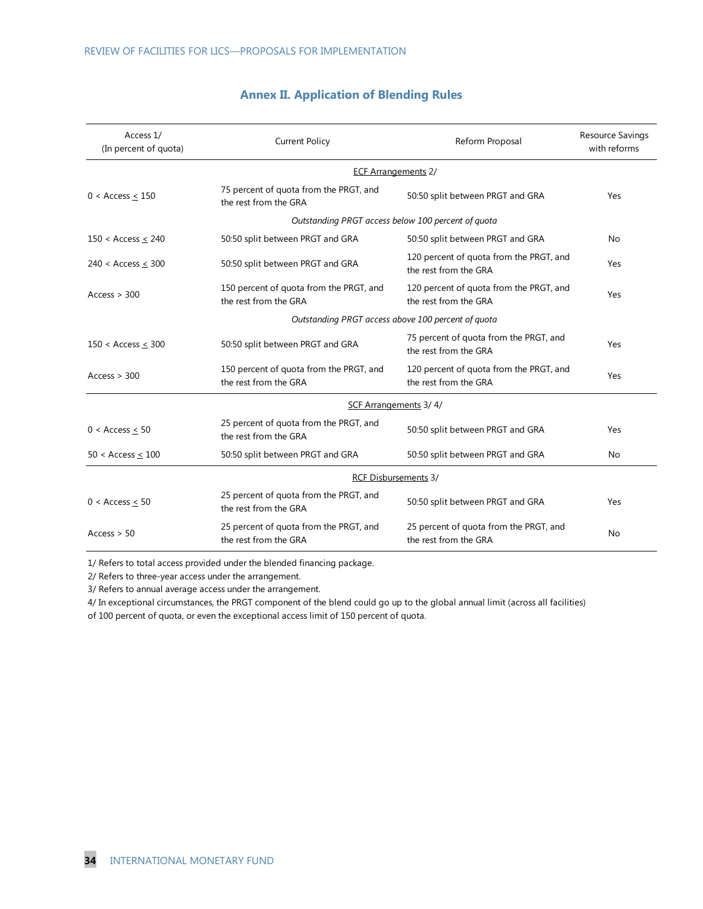## Annex II. Application of Blending Rules

| Access 1/ (In percent of quota) | Current Policy | Reform Proposal | Resource Savings with reforms |
|---|---|---|---|
| | **ECF Arrangements 2/** | | |
| 0 < Access ≤ 150 | 75 percent of quota from the PRGT, and the rest from the GRA | 50:50 split between PRGT and GRA | Yes |
| | *Outstanding PRGT access below 100 percent of quota* | | |
| 150 < Access ≤ 240 | 50:50 split between PRGT and GRA | 50:50 split between PRGT and GRA | No |
| 240 < Access ≤ 300 | 50:50 split between PRGT and GRA | 120 percent of quota from the PRGT, and the rest from the GRA | Yes |
| Access > 300 | 150 percent of quota from the PRGT, and the rest from the GRA | 120 percent of quota from the PRGT, and the rest from the GRA | Yes |
| | *Outstanding PRGT access above 100 percent of quota* | | |
| 150 < Access ≤ 300 | 50:50 split between PRGT and GRA | 75 percent of quota from the PRGT, and the rest from the GRA | Yes |
| Access > 300 | 150 percent of quota from the PRGT, and the rest from the GRA | 120 percent of quota from the PRGT, and the rest from the GRA | Yes |
| | **SCF Arrangements 3/ 4/** | | |
| 0 < Access ≤ 50 | 25 percent of quota from the PRGT, and the rest from the GRA | 50:50 split between PRGT and GRA | Yes |
| 50 < Access ≤ 100 | 50:50 split between PRGT and GRA | 50:50 split between PRGT and GRA | No |
| | **RCF Disbursements 3/** | | |
| 0 < Access ≤ 50 | 25 percent of quota from the PRGT, and the rest from the GRA | 50:50 split between PRGT and GRA | Yes |
| Access > 50 | 25 percent of quota from the PRGT, and the rest from the GRA | 25 percent of quota from the PRGT, and the rest from the GRA | No |

1/ Refers to total access provided under the blended financing package.

2/ Refers to three-year access under the arrangement.

3/ Refers to annual average access under the arrangement.

4/ In exceptional circumstances, the PRGT component of the blend could go up to the global annual limit (across all facilities) of 100 percent of quota, or even the exceptional access limit of 150 percent of quota.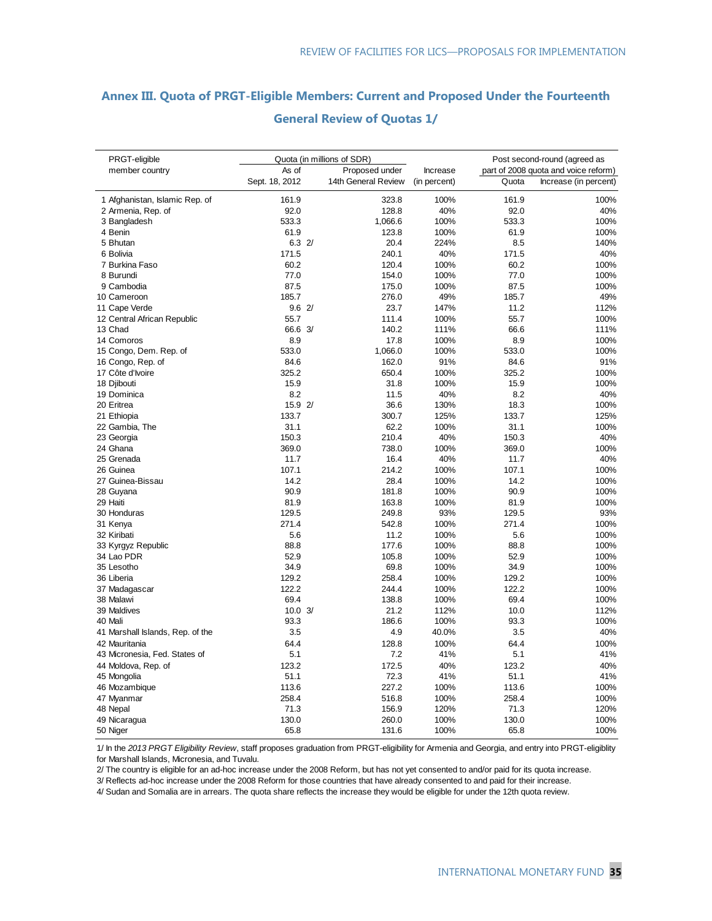## Annex III. Quota of PRGT-Eligible Members: Current and Proposed Under the Fourteenth General Review of Quotas 1/

| PRGT-eligible member country | Quota (in millions of SDR) | | Increase | Post second-round (agreed as part of 2008 quota and voice reform) | |
|---|---|---|---|---|---|
| | As of Sept. 18, 2012 | Proposed under 14th General Review | (in percent) | Quota | Increase (in percent) |
| 1 Afghanistan, Islamic Rep. of | 161.9 | 323.8 | 100% | 161.9 | 100% |
| 2 Armenia, Rep. of | 92.0 | 128.8 | 40% | 92.0 | 40% |
| 3 Bangladesh | 533.3 | 1,066.6 | 100% | 533.3 | 100% |
| 4 Benin | 61.9 | 123.8 | 100% | 61.9 | 100% |
| 5 Bhutan | 6.3 2/ | 20.4 | 224% | 8.5 | 140% |
| 6 Bolivia | 171.5 | 240.1 | 40% | 171.5 | 40% |
| 7 Burkina Faso | 60.2 | 120.4 | 100% | 60.2 | 100% |
| 8 Burundi | 77.0 | 154.0 | 100% | 77.0 | 100% |
| 9 Cambodia | 87.5 | 175.0 | 100% | 87.5 | 100% |
| 10 Cameroon | 185.7 | 276.0 | 49% | 185.7 | 49% |
| 11 Cape Verde | 9.6 2/ | 23.7 | 147% | 11.2 | 112% |
| 12 Central African Republic | 55.7 | 111.4 | 100% | 55.7 | 100% |
| 13 Chad | 66.6 3/ | 140.2 | 111% | 66.6 | 111% |
| 14 Comoros | 8.9 | 17.8 | 100% | 8.9 | 100% |
| 15 Congo, Dem. Rep. of | 533.0 | 1,066.0 | 100% | 533.0 | 100% |
| 16 Congo, Rep. of | 84.6 | 162.0 | 91% | 84.6 | 91% |
| 17 Côte d'Ivoire | 325.2 | 650.4 | 100% | 325.2 | 100% |
| 18 Djibouti | 15.9 | 31.8 | 100% | 15.9 | 100% |
| 19 Dominica | 8.2 | 11.5 | 40% | 8.2 | 40% |
| 20 Eritrea | 15.9 2/ | 36.6 | 130% | 18.3 | 100% |
| 21 Ethiopia | 133.7 | 300.7 | 125% | 133.7 | 125% |
| 22 Gambia, The | 31.1 | 62.2 | 100% | 31.1 | 100% |
| 23 Georgia | 150.3 | 210.4 | 40% | 150.3 | 40% |
| 24 Ghana | 369.0 | 738.0 | 100% | 369.0 | 100% |
| 25 Grenada | 11.7 | 16.4 | 40% | 11.7 | 40% |
| 26 Guinea | 107.1 | 214.2 | 100% | 107.1 | 100% |
| 27 Guinea-Bissau | 14.2 | 28.4 | 100% | 14.2 | 100% |
| 28 Guyana | 90.9 | 181.8 | 100% | 90.9 | 100% |
| 29 Haiti | 81.9 | 163.8 | 100% | 81.9 | 100% |
| 30 Honduras | 129.5 | 249.8 | 93% | 129.5 | 93% |
| 31 Kenya | 271.4 | 542.8 | 100% | 271.4 | 100% |
| 32 Kiribati | 5.6 | 11.2 | 100% | 5.6 | 100% |
| 33 Kyrgyz Republic | 88.8 | 177.6 | 100% | 88.8 | 100% |
| 34 Lao PDR | 52.9 | 105.8 | 100% | 52.9 | 100% |
| 35 Lesotho | 34.9 | 69.8 | 100% | 34.9 | 100% |
| 36 Liberia | 129.2 | 258.4 | 100% | 129.2 | 100% |
| 37 Madagascar | 122.2 | 244.4 | 100% | 122.2 | 100% |
| 38 Malawi | 69.4 | 138.8 | 100% | 69.4 | 100% |
| 39 Maldives | 10.0 3/ | 21.2 | 112% | 10.0 | 112% |
| 40 Mali | 93.3 | 186.6 | 100% | 93.3 | 100% |
| 41 Marshall Islands, Rep. of the | 3.5 | 4.9 | 40.0% | 3.5 | 40% |
| 42 Mauritania | 64.4 | 128.8 | 100% | 64.4 | 100% |
| 43 Micronesia, Fed. States of | 5.1 | 7.2 | 41% | 5.1 | 41% |
| 44 Moldova, Rep. of | 123.2 | 172.5 | 40% | 123.2 | 40% |
| 45 Mongolia | 51.1 | 72.3 | 41% | 51.1 | 41% |
| 46 Mozambique | 113.6 | 227.2 | 100% | 113.6 | 100% |
| 47 Myanmar | 258.4 | 516.8 | 100% | 258.4 | 100% |
| 48 Nepal | 71.3 | 156.9 | 120% | 71.3 | 120% |
| 49 Nicaragua | 130.0 | 260.0 | 100% | 130.0 | 100% |
| 50 Niger | 65.8 | 131.6 | 100% | 65.8 | 100% |

1/ In the *2013 PRGT Eligibility Review*, staff proposes graduation from PRGT-eligibility for Armenia and Georgia, and entry into PRGT-eligiblity for Marshall Islands, Micronesia, and Tuvalu.

2/ The country is eligible for an ad-hoc increase under the 2008 Reform, but has not yet consented to and/or paid for its quota increase.

3/ Reflects ad-hoc increase under the 2008 Reform for those countries that have already consented to and paid for their increase.

4/ Sudan and Somalia are in arrears. The quota share reflects the increase they would be eligible for under the 12th quota review.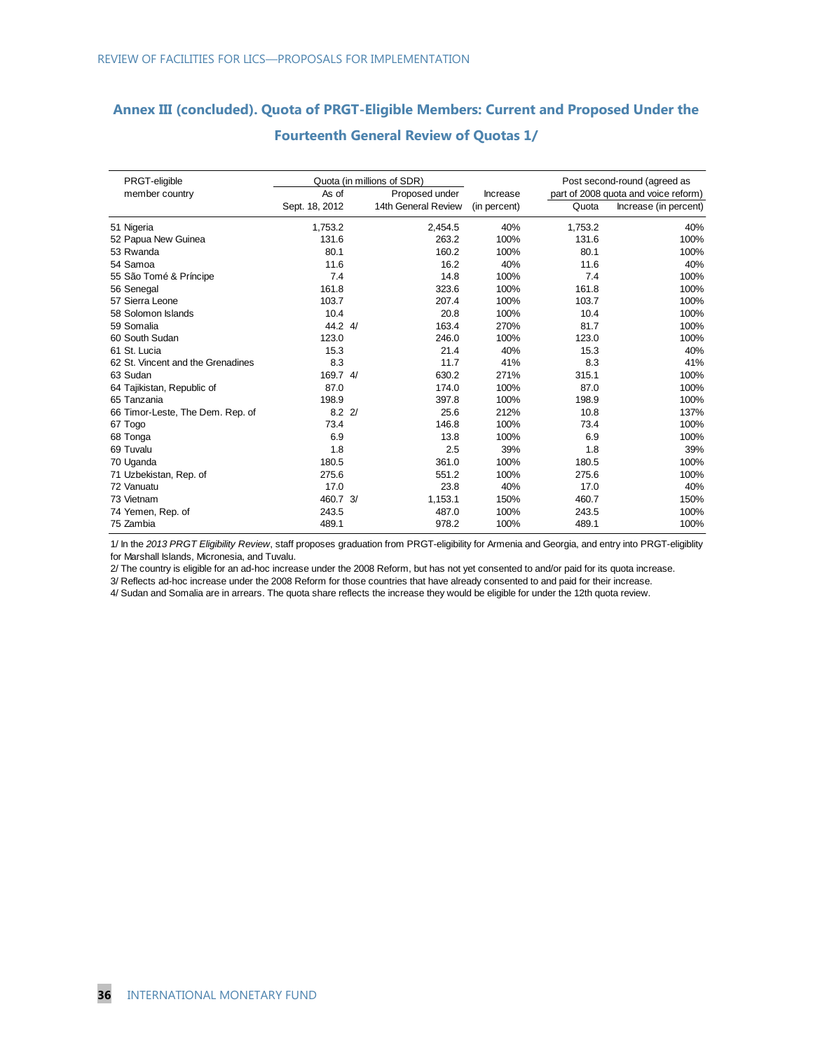## Annex III (concluded). Quota of PRGT-Eligible Members: Current and Proposed Under the Fourteenth General Review of Quotas 1/

| PRGT-eligible member country | Quota (in millions of SDR) As of Sept. 18, 2012 | Quota (in millions of SDR) Proposed under 14th General Review | Increase (in percent) | Post second-round (agreed as part of 2008 quota and voice reform) Quota | Post second-round (agreed as part of 2008 quota and voice reform) Increase (in percent) |
|---|---|---|---|---|---|
| 51 Nigeria | 1,753.2 | 2,454.5 | 40% | 1,753.2 | 40% |
| 52 Papua New Guinea | 131.6 | 263.2 | 100% | 131.6 | 100% |
| 53 Rwanda | 80.1 | 160.2 | 100% | 80.1 | 100% |
| 54 Samoa | 11.6 | 16.2 | 40% | 11.6 | 40% |
| 55 São Tomé & Príncipe | 7.4 | 14.8 | 100% | 7.4 | 100% |
| 56 Senegal | 161.8 | 323.6 | 100% | 161.8 | 100% |
| 57 Sierra Leone | 103.7 | 207.4 | 100% | 103.7 | 100% |
| 58 Solomon Islands | 10.4 | 20.8 | 100% | 10.4 | 100% |
| 59 Somalia | 44.2 4/ | 163.4 | 270% | 81.7 | 100% |
| 60 South Sudan | 123.0 | 246.0 | 100% | 123.0 | 100% |
| 61 St. Lucia | 15.3 | 21.4 | 40% | 15.3 | 40% |
| 62 St. Vincent and the Grenadines | 8.3 | 11.7 | 41% | 8.3 | 41% |
| 63 Sudan | 169.7 4/ | 630.2 | 271% | 315.1 | 100% |
| 64 Tajikistan, Republic of | 87.0 | 174.0 | 100% | 87.0 | 100% |
| 65 Tanzania | 198.9 | 397.8 | 100% | 198.9 | 100% |
| 66 Timor-Leste, The Dem. Rep. of | 8.2 2/ | 25.6 | 212% | 10.8 | 137% |
| 67 Togo | 73.4 | 146.8 | 100% | 73.4 | 100% |
| 68 Tonga | 6.9 | 13.8 | 100% | 6.9 | 100% |
| 69 Tuvalu | 1.8 | 2.5 | 39% | 1.8 | 39% |
| 70 Uganda | 180.5 | 361.0 | 100% | 180.5 | 100% |
| 71 Uzbekistan, Rep. of | 275.6 | 551.2 | 100% | 275.6 | 100% |
| 72 Vanuatu | 17.0 | 23.8 | 40% | 17.0 | 40% |
| 73 Vietnam | 460.7 3/ | 1,153.1 | 150% | 460.7 | 150% |
| 74 Yemen, Rep. of | 243.5 | 487.0 | 100% | 243.5 | 100% |
| 75 Zambia | 489.1 | 978.2 | 100% | 489.1 | 100% |

1/ In the *2013 PRGT Eligibility Review*, staff proposes graduation from PRGT-eligibility for Armenia and Georgia, and entry into PRGT-eligiblity for Marshall Islands, Micronesia, and Tuvalu.

2/ The country is eligible for an ad-hoc increase under the 2008 Reform, but has not yet consented to and/or paid for its quota increase.

3/ Reflects ad-hoc increase under the 2008 Reform for those countries that have already consented to and paid for their increase.

4/ Sudan and Somalia are in arrears. The quota share reflects the increase they would be eligible for under the 12th quota review.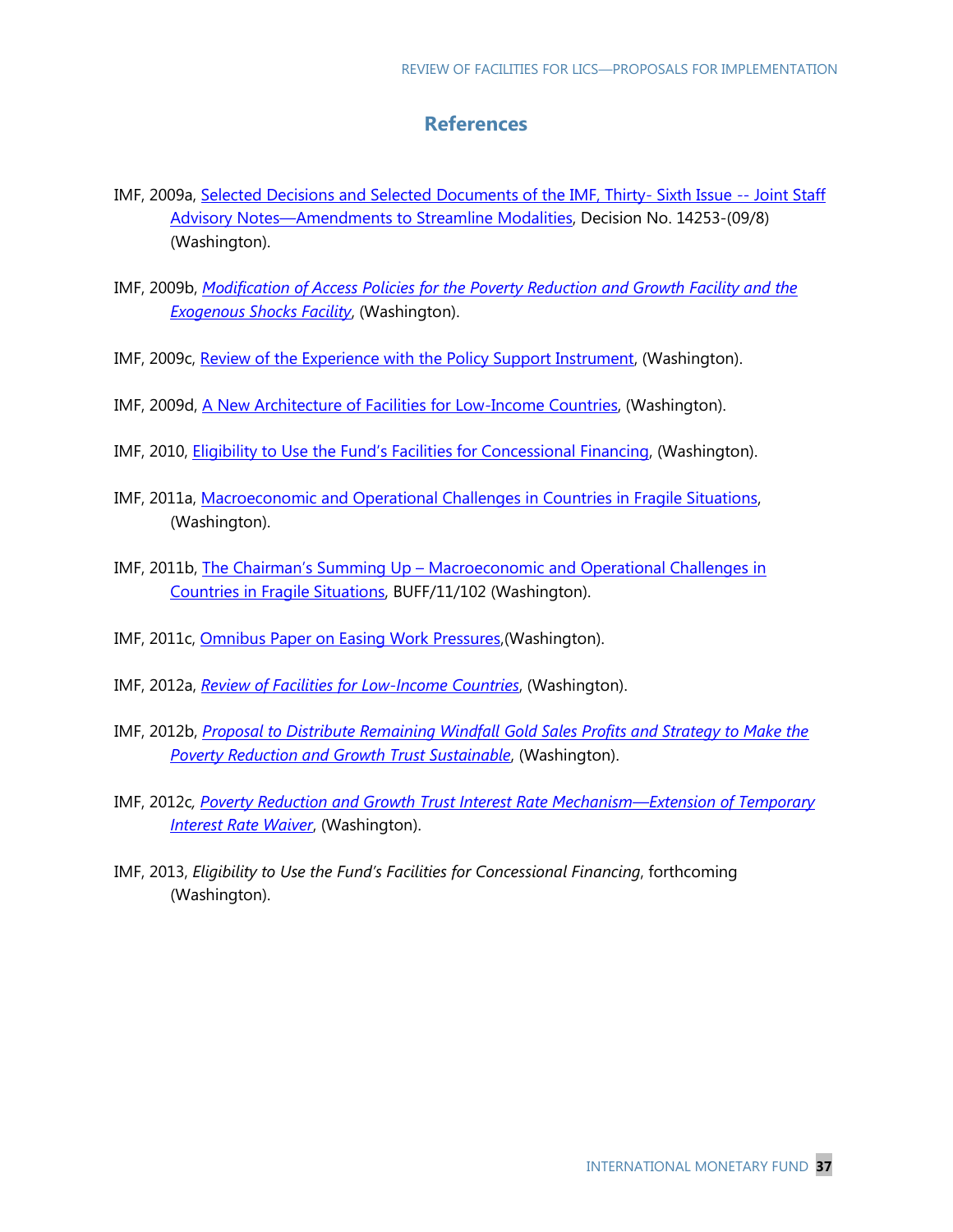## References

IMF, 2009a, Selected Decisions and Selected Documents of the IMF, Thirty- Sixth Issue -- Joint Staff Advisory Notes—Amendments to Streamline Modalities, Decision No. 14253-(09/8) (Washington).

IMF, 2009b, *Modification of Access Policies for the Poverty Reduction and Growth Facility and the Exogenous Shocks Facility*, (Washington).

IMF, 2009c, Review of the Experience with the Policy Support Instrument, (Washington).

IMF, 2009d, A New Architecture of Facilities for Low-Income Countries, (Washington).

IMF, 2010, Eligibility to Use the Fund's Facilities for Concessional Financing, (Washington).

IMF, 2011a, Macroeconomic and Operational Challenges in Countries in Fragile Situations, (Washington).

IMF, 2011b, The Chairman's Summing Up – Macroeconomic and Operational Challenges in Countries in Fragile Situations, BUFF/11/102 (Washington).

IMF, 2011c, Omnibus Paper on Easing Work Pressures,(Washington).

IMF, 2012a, *Review of Facilities for Low-Income Countries*, (Washington).

IMF, 2012b, *Proposal to Distribute Remaining Windfall Gold Sales Profits and Strategy to Make the Poverty Reduction and Growth Trust Sustainable*, (Washington).

IMF, 2012c*, Poverty Reduction and Growth Trust Interest Rate Mechanism—Extension of Temporary Interest Rate Waiver*, (Washington).

IMF, 2013, *Eligibility to Use the Fund's Facilities for Concessional Financing*, forthcoming (Washington).